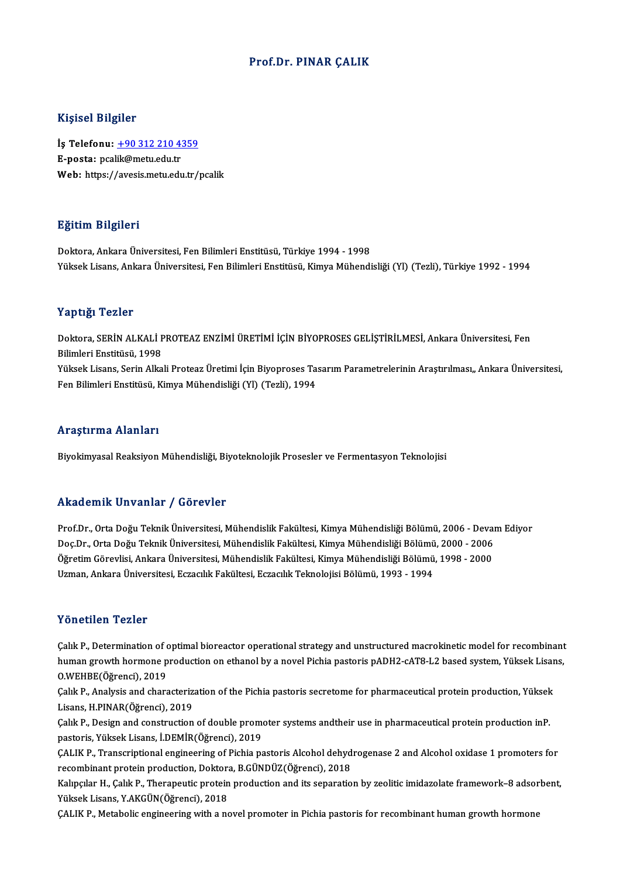# Prof.Dr. PINAR ÇALIK

## Kişisel Bilgiler

**İş Telefonu:** +90 312 210 4359
**E-posta:** pcalik@metu.edu.tr
**Web:** https://avesis.metu.edu.tr/pcalik

## Eğitim Bilgileri

Doktora, Ankara Üniversitesi, Fen Bilimleri Enstitüsü, Türkiye 1994 - 1998
Yüksek Lisans, Ankara Üniversitesi, Fen Bilimleri Enstitüsü, Kimya Mühendisliği (Yl) (Tezli), Türkiye 1992 - 1994

## Yaptığı Tezler

Doktora, SERİN ALKALİ PROTEAZ ENZİMİ ÜRETİMİ İÇİN BİYOPROSES GELİŞTİRİLMESİ, Ankara Üniversitesi, Fen Bilimleri Enstitüsü, 1998
Yüksek Lisans, Serin Alkali Proteaz Üretimi İçin Biyoproses Tasarım Parametrelerinin Araştırılması,, Ankara Üniversitesi, Fen Bilimleri Enstitüsü, Kimya Mühendisliği (Yl) (Tezli), 1994

## Araştırma Alanları

Biyokimyasal Reaksiyon Mühendisliği, Biyoteknolojik Prosesler ve Fermentasyon Teknolojisi

## Akademik Unvanlar / Görevler

Prof.Dr., Orta Doğu Teknik Üniversitesi, Mühendislik Fakültesi, Kimya Mühendisliği Bölümü, 2006 - Devam Ediyor
Doç.Dr., Orta Doğu Teknik Üniversitesi, Mühendislik Fakültesi, Kimya Mühendisliği Bölümü, 2000 - 2006
Öğretim Görevlisi, Ankara Üniversitesi, Mühendislik Fakültesi, Kimya Mühendisliği Bölümü, 1998 - 2000
Uzman, Ankara Üniversitesi, Eczacılık Fakültesi, Eczacılık Teknolojisi Bölümü, 1993 - 1994

## Yönetilen Tezler

Çalık P., Determination of optimal bioreactor operational strategy and unstructured macrokinetic model for recombinant human growth hormone production on ethanol by a novel Pichia pastoris pADH2-cAT8-L2 based system, Yüksek Lisans, O.WEHBE(Öğrenci), 2019

Çalık P., Analysis and characterization of the Pichia pastoris secretome for pharmaceutical protein production, Yüksek Lisans, H.PINAR(Öğrenci), 2019

Çalık P., Design and construction of double promoter systems andtheir use in pharmaceutical protein production inP. pastoris, Yüksek Lisans, İ.DEMİR(Öğrenci), 2019

ÇALIK P., Transcriptional engineering of Pichia pastoris Alcohol dehydrogenase 2 and Alcohol oxidase 1 promoters for recombinant protein production, Doktora, B.GÜNDÜZ(Öğrenci), 2018

Kalıpçılar H., Çalık P., Therapeutic protein production and its separation by zeolitic imidazolate framework–8 adsorbent, Yüksek Lisans, Y.AKGÜN(Öğrenci), 2018

ÇALIK P., Metabolic engineering with a novel promoter in Pichia pastoris for recombinant human growth hormone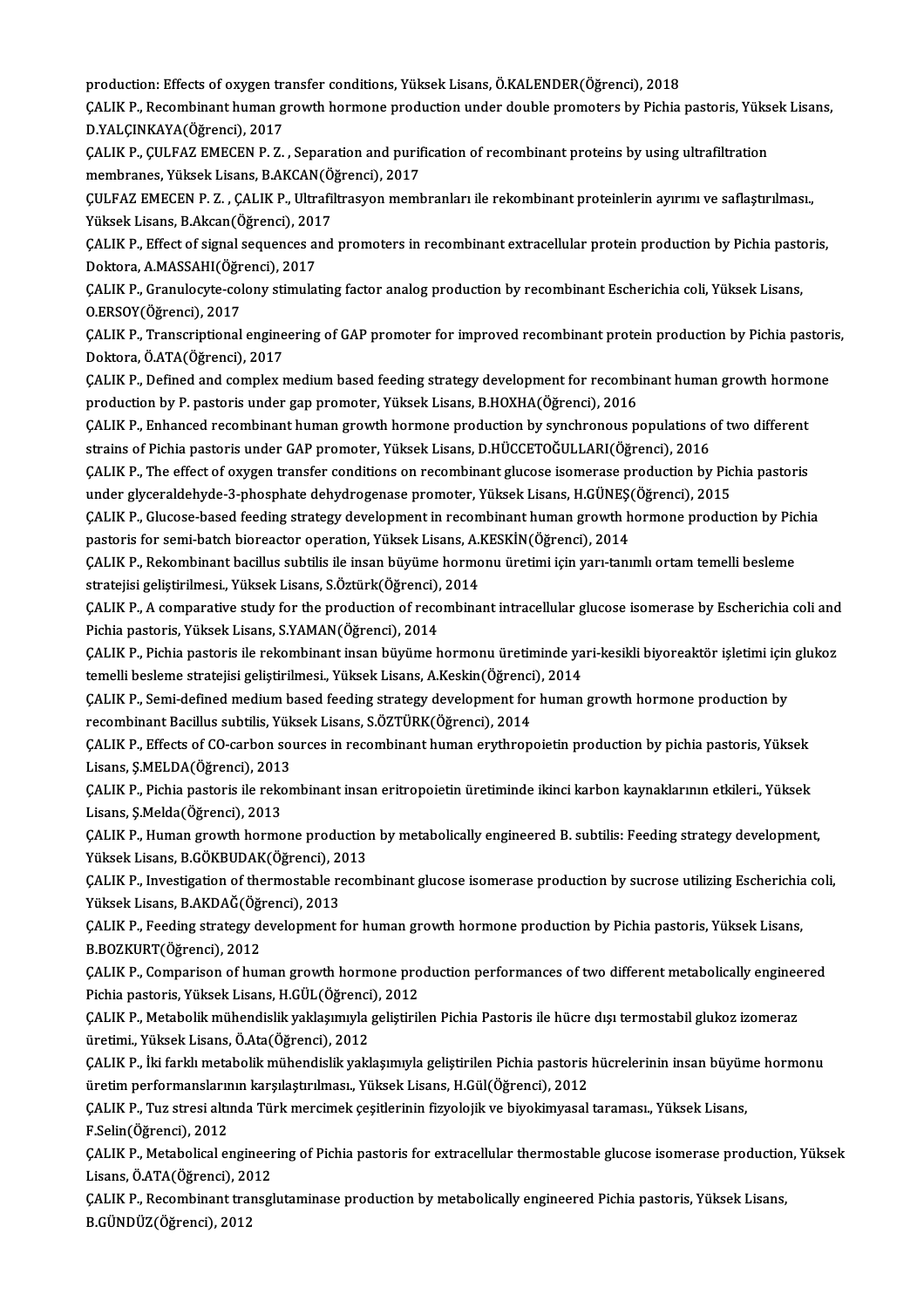production: Effects of oxygen transfer conditions, Yüksek Lisans, Ö.KALENDER(Öğrenci), 2018

ÇALIK P., Recombinant human growth hormone production under double promoters by Pichia pastoris, Yüksek Lisans, D.YALÇINKAYA(Öğrenci), 2017

ÇALIK P., ÇULFAZ EMECEN P. Z. , Separation and purification of recombinant proteins by using ultrafiltration membranes, Yüksek Lisans, B.AKCAN(Öğrenci), 2017

ÇULFAZ EMECEN P. Z. , ÇALIK P., Ultrafiltrasyon membranları ile rekombinant proteinlerin ayırımı ve saflaştırılması., Yüksek Lisans, B.Akcan(Öğrenci), 2017

ÇALIK P., Effect of signal sequences and promoters in recombinant extracellular protein production by Pichia pastoris, Doktora, A.MASSAHI(Öğrenci), 2017

ÇALIK P., Granulocyte-colony stimulating factor analog production by recombinant Escherichia coli, Yüksek Lisans, O.ERSOY(Öğrenci), 2017

ÇALIK P., Transcriptional engineering of GAP promoter for improved recombinant protein production by Pichia pastoris, Doktora, Ö.ATA(Öğrenci), 2017

ÇALIK P., Defined and complex medium based feeding strategy development for recombinant human growth hormone production by P. pastoris under gap promoter, Yüksek Lisans, B.HOXHA(Öğrenci), 2016

ÇALIK P., Enhanced recombinant human growth hormone production by synchronous populations of two different strains of Pichia pastoris under GAP promoter, Yüksek Lisans, D.HÜCCETOĞULLARI(Öğrenci), 2016

ÇALIK P., The effect of oxygen transfer conditions on recombinant glucose isomerase production by Pichia pastoris under glyceraldehyde-3-phosphate dehydrogenase promoter, Yüksek Lisans, H.GÜNEŞ(Öğrenci), 2015

ÇALIK P., Glucose-based feeding strategy development in recombinant human growth hormone production by Pichia pastoris for semi-batch bioreactor operation, Yüksek Lisans, A.KESKİN(Öğrenci), 2014

ÇALIK P., Rekombinant bacillus subtilis ile insan büyüme hormonu üretimi için yarı-tanımlı ortam temelli besleme stratejisi geliştirilmesi., Yüksek Lisans, S.Öztürk(Öğrenci), 2014

ÇALIK P., A comparative study for the production of recombinant intracellular glucose isomerase by Escherichia coli and Pichia pastoris, Yüksek Lisans, S.YAMAN(Öğrenci), 2014

ÇALIK P., Pichia pastoris ile rekombinant insan büyüme hormonu üretiminde yari-kesikli biyoreaktör işletimi için glukoz temelli besleme stratejisi geliştirilmesi., Yüksek Lisans, A.Keskin(Öğrenci), 2014

ÇALIK P., Semi-defined medium based feeding strategy development for human growth hormone production by recombinant Bacillus subtilis, Yüksek Lisans, S.ÖZTÜRK(Öğrenci), 2014

ÇALIK P., Effects of CO-carbon sources in recombinant human erythropoietin production by pichia pastoris, Yüksek Lisans, Ş.MELDA(Öğrenci), 2013

ÇALIK P., Pichia pastoris ile rekombinant insan eritropoietin üretiminde ikinci karbon kaynaklarının etkileri., Yüksek Lisans, Ş.Melda(Öğrenci), 2013

ÇALIK P., Human growth hormone production by metabolically engineered B. subtilis: Feeding strategy development, Yüksek Lisans, B.GÖKBUDAK(Öğrenci), 2013

ÇALIK P., Investigation of thermostable recombinant glucose isomerase production by sucrose utilizing Escherichia coli, Yüksek Lisans, B.AKDAĞ(Öğrenci), 2013

ÇALIK P., Feeding strategy development for human growth hormone production by Pichia pastoris, Yüksek Lisans, B.BOZKURT(Öğrenci), 2012

ÇALIK P., Comparison of human growth hormone production performances of two different metabolically engineered Pichia pastoris, Yüksek Lisans, H.GÜL(Öğrenci), 2012

ÇALIK P., Metabolik mühendislik yaklaşımıyla geliştirilen Pichia Pastoris ile hücre dışı termostabil glukoz izomeraz üretimi., Yüksek Lisans, Ö.Ata(Öğrenci), 2012

ÇALIK P., İki farklı metabolik mühendislik yaklaşımıyla geliştirilen Pichia pastoris hücrelerinin insan büyüme hormonu üretim performanslarının karşılaştırılması., Yüksek Lisans, H.Gül(Öğrenci), 2012

ÇALIK P., Tuz stresi altında Türk mercimek çeşitlerinin fizyolojik ve biyokimyasal taraması., Yüksek Lisans, F.Selin(Öğrenci), 2012

ÇALIK P., Metabolical engineering of Pichia pastoris for extracellular thermostable glucose isomerase production, Yüksek Lisans, Ö.ATA(Öğrenci), 2012

ÇALIK P., Recombinant transglutaminase production by metabolically engineered Pichia pastoris, Yüksek Lisans, B.GÜNDÜZ(Öğrenci), 2012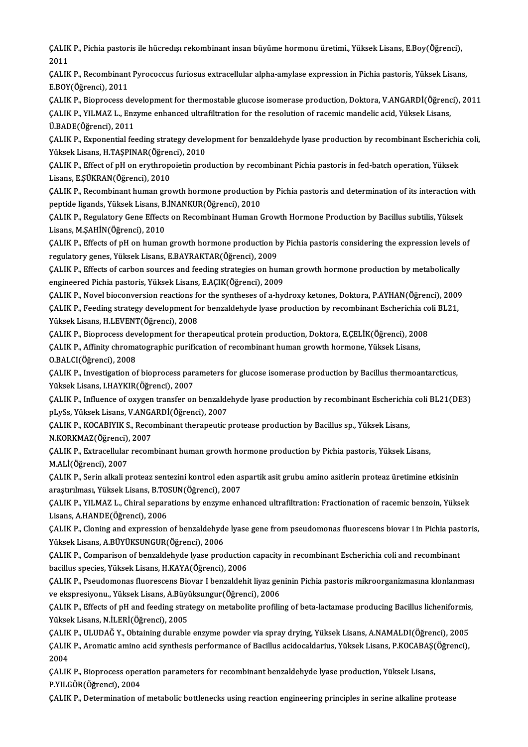ÇALIK P., Pichia pastoris ile hücredışı rekombinant insan büyüme hormonu üretimi., Yüksek Lisans, E.Boy(Öğrenci), 2011

ÇALIK P., Recombinant Pyrococcus furiosus extracellular alpha-amylase expression in Pichia pastoris, Yüksek Lisans, E.BOY(Öğrenci), 2011

ÇALIK P., Bioprocess development for thermostable glucose isomerase production, Doktora, V.ANGARDİ(Öğrenci), 2011

ÇALIK P., YILMAZ L., Enzyme enhanced ultrafiltration for the resolution of racemic mandelic acid, Yüksek Lisans, Ü.BADE(Öğrenci), 2011

ÇALIK P., Exponential feeding strategy development for benzaldehyde lyase production by recombinant Escherichia coli, Yüksek Lisans, H.TAŞPINAR(Öğrenci), 2010

ÇALIK P., Effect of pH on erythropoietin production by recombinant Pichia pastoris in fed-batch operation, Yüksek Lisans, E.ŞÜKRAN(Öğrenci), 2010

ÇALIK P., Recombinant human growth hormone production by Pichia pastoris and determination of its interaction with peptide ligands, Yüksek Lisans, B.İNANKUR(Öğrenci), 2010

ÇALIK P., Regulatory Gene Effects on Recombinant Human Growth Hormone Production by Bacillus subtilis, Yüksek Lisans, M.ŞAHİN(Öğrenci), 2010

ÇALIK P., Effects of pH on human growth hormone production by Pichia pastoris considering the expression levels of regulatory genes, Yüksek Lisans, E.BAYRAKTAR(Öğrenci), 2009

ÇALIK P., Effects of carbon sources and feeding strategies on human growth hormone production by metabolically engineered Pichia pastoris, Yüksek Lisans, E.AÇIK(Öğrenci), 2009

ÇALIK P., Novel bioconversion reactions for the syntheses of a-hydroxy ketones, Doktora, P.AYHAN(Öğrenci), 2009

ÇALIK P., Feeding strategy development for benzaldehyde lyase production by recombinant Escherichia coli BL21, Yüksek Lisans, H.LEVENT(Öğrenci), 2008

ÇALIK P., Bioprocess development for therapeutical protein production, Doktora, E.ÇELİK(Öğrenci), 2008

ÇALIK P., Affinity chromatographic purification of recombinant human growth hormone, Yüksek Lisans, O.BALCI(Öğrenci), 2008

ÇALIK P., Investigation of bioprocess parameters for glucose isomerase production by Bacillus thermoantarcticus, Yüksek Lisans, I.HAYKIR(Öğrenci), 2007

ÇALIK P., Influence of oxygen transfer on benzaldehyde lyase production by recombinant Escherichia coli BL21(DE3) pLySs, Yüksek Lisans, V.ANGARDİ(Öğrenci), 2007

ÇALIK P., KOCABIYIK S., Recombinant therapeutic protease production by Bacillus sp., Yüksek Lisans, N.KORKMAZ(Öğrenci), 2007

ÇALIK P., Extracellular recombinant human growth hormone production by Pichia pastoris, Yüksek Lisans, M.ALİ(Öğrenci), 2007

ÇALIK P., Serin alkali proteaz sentezini kontrol eden aspartik asit grubu amino asitlerin proteaz üretimine etkisinin araştırılması, Yüksek Lisans, B.TOSUN(Öğrenci), 2007

ÇALIK P., YILMAZ L., Chiral separations by enzyme enhanced ultrafiltration: Fractionation of racemic benzoin, Yüksek Lisans, A.HANDE(Öğrenci), 2006

ÇALIK P., Cloning and expression of benzaldehyde lyase gene from pseudomonas fluorescens biovar i in Pichia pastoris, Yüksek Lisans, A.BÜYÜKSUNGUR(Öğrenci), 2006

ÇALIK P., Comparison of benzaldehyde lyase production capacity in recombinant Escherichia coli and recombinant bacillus species, Yüksek Lisans, H.KAYA(Öğrenci), 2006

ÇALIK P., Pseudomonas fluorescens Biovar I benzaldehit liyaz geninin Pichia pastoris mikroorganizmasına klonlanması ve ekspresiyonu., Yüksek Lisans, A.Büyüksungur(Öğrenci), 2006

ÇALIK P., Effects of pH and feeding strategy on metabolite profiling of beta-lactamase producing Bacillus licheniformis, Yüksek Lisans, N.İLERİ(Öğrenci), 2005

ÇALIK P., ULUDAĞ Y., Obtaining durable enzyme powder via spray drying, Yüksek Lisans, A.NAMALDI(Öğrenci), 2005

ÇALIK P., Aromatic amino acid synthesis performance of Bacillus acidocaldarius, Yüksek Lisans, P.KOCABAŞ(Öğrenci), 2004

ÇALIK P., Bioprocess operation parameters for recombinant benzaldehyde lyase production, Yüksek Lisans, P.YILGÖR(Öğrenci), 2004

ÇALIK P., Determination of metabolic bottlenecks using reaction engineering principles in serine alkaline protease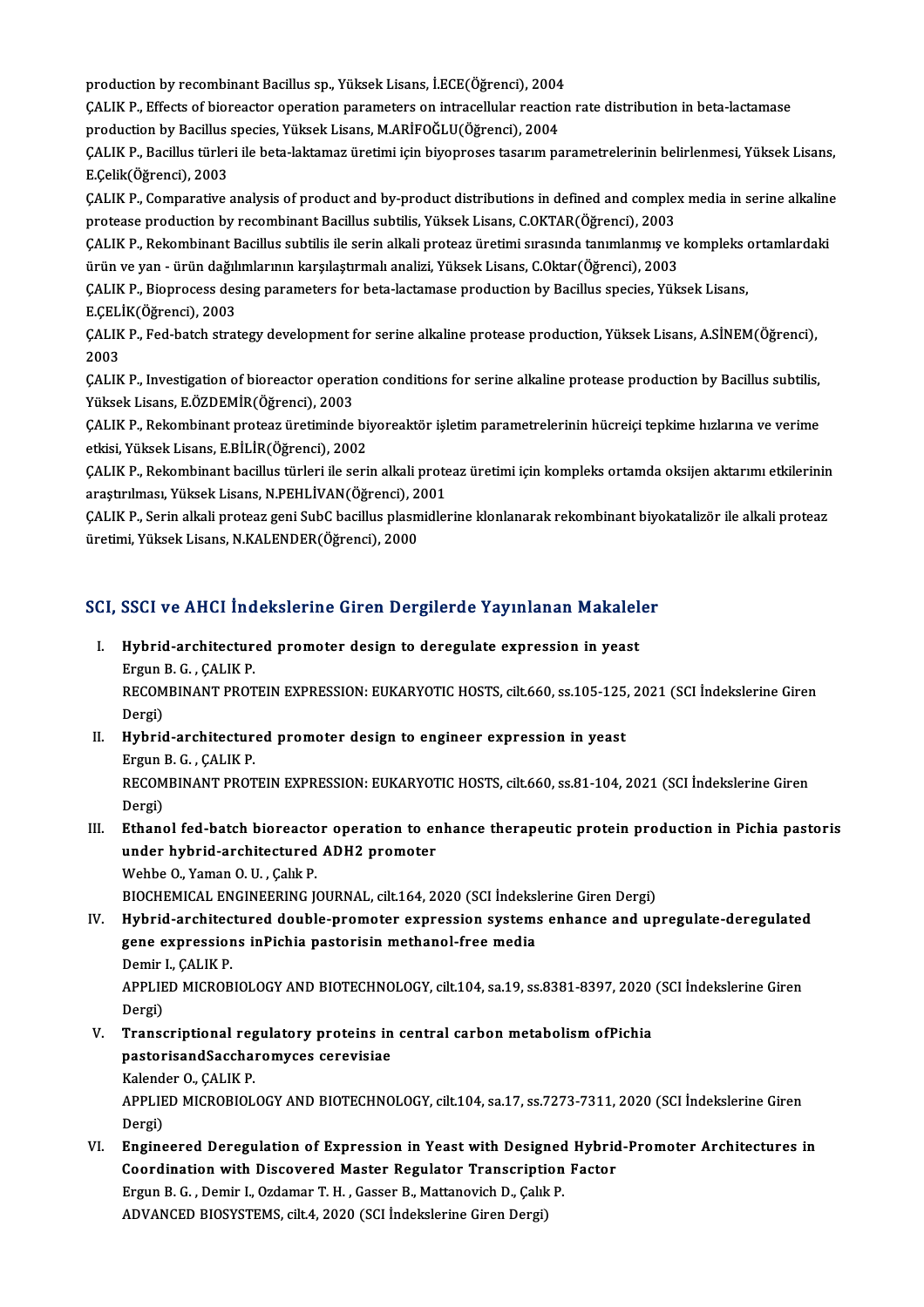production by recombinant Bacillus sp., Yüksek Lisans, İ.ECE(Öğrenci), 2004

ÇALIK P., Effects of bioreactor operation parameters on intracellular reaction rate distribution in beta-lactamase production by Bacillus species, Yüksek Lisans, M.ARİFOĞLU(Öğrenci), 2004

ÇALIK P., Bacillus türleri ile beta-laktamaz üretimi için biyoproses tasarım parametrelerinin belirlenmesi, Yüksek Lisans, E.Çelik(Öğrenci), 2003

ÇALIK P., Comparative analysis of product and by-product distributions in defined and complex media in serine alkaline protease production by recombinant Bacillus subtilis, Yüksek Lisans, C.OKTAR(Öğrenci), 2003

ÇALIK P., Rekombinant Bacillus subtilis ile serin alkali proteaz üretimi sırasında tanımlanmış ve kompleks ortamlardaki ürün ve yan - ürün dağılımlarının karşılaştırmalı analizi, Yüksek Lisans, C.Oktar(Öğrenci), 2003

ÇALIK P., Bioprocess desing parameters for beta-lactamase production by Bacillus species, Yüksek Lisans, E.ÇELİK(Öğrenci), 2003

ÇALIK P., Fed-batch strategy development for serine alkaline protease production, Yüksek Lisans, A.SİNEM(Öğrenci), 2003

ÇALIK P., Investigation of bioreactor operation conditions for serine alkaline protease production by Bacillus subtilis, Yüksek Lisans, E.ÖZDEMİR(Öğrenci), 2003

ÇALIK P., Rekombinant proteaz üretiminde biyoreaktör işletim parametrelerinin hücreiçi tepkime hızlarına ve verime etkisi, Yüksek Lisans, E.BİLİR(Öğrenci), 2002

ÇALIK P., Rekombinant bacillus türleri ile serin alkali proteaz üretimi için kompleks ortamda oksijen aktarımı etkilerinin araştırılması, Yüksek Lisans, N.PEHLİVAN(Öğrenci), 2001

ÇALIK P., Serin alkali proteaz geni SubC bacillus plasmidlerine klonlanarak rekombinant biyokatalizör ile alkali proteaz üretimi, Yüksek Lisans, N.KALENDER(Öğrenci), 2000

## SCI, SSCI ve AHCI İndekslerine Giren Dergilerde Yayınlanan Makaleler

I. **Hybrid-architectured promoter design to deregulate expression in yeast**
   Ergun B. G. , ÇALIK P.
   RECOMBINANT PROTEIN EXPRESSION: EUKARYOTIC HOSTS, cilt.660, ss.105-125, 2021 (SCI İndekslerine Giren Dergi)

II. **Hybrid-architectured promoter design to engineer expression in yeast**
   Ergun B. G. , ÇALIK P.
   RECOMBINANT PROTEIN EXPRESSION: EUKARYOTIC HOSTS, cilt.660, ss.81-104, 2021 (SCI İndekslerine Giren Dergi)

III. **Ethanol fed-batch bioreactor operation to enhance therapeutic protein production in Pichia pastoris under hybrid-architectured ADH2 promoter**
   Wehbe O., Yaman O. U. , Çalık P.
   BIOCHEMICAL ENGINEERING JOURNAL, cilt.164, 2020 (SCI İndekslerine Giren Dergi)

IV. **Hybrid-architectured double-promoter expression systems enhance and upregulate-deregulated gene expressions inPichia pastorisin methanol-free media**
   Demir I., ÇALIK P.
   APPLIED MICROBIOLOGY AND BIOTECHNOLOGY, cilt.104, sa.19, ss.8381-8397, 2020 (SCI İndekslerine Giren Dergi)

V. **Transcriptional regulatory proteins in central carbon metabolism ofPichia pastorisandSaccharomyces cerevisiae**
   Kalender O., ÇALIK P.
   APPLIED MICROBIOLOGY AND BIOTECHNOLOGY, cilt.104, sa.17, ss.7273-7311, 2020 (SCI İndekslerine Giren Dergi)

VI. **Engineered Deregulation of Expression in Yeast with Designed Hybrid-Promoter Architectures in Coordination with Discovered Master Regulator Transcription Factor**
   Ergun B. G. , Demir I., Ozdamar T. H. , Gasser B., Mattanovich D., Çalık P.
   ADVANCED BIOSYSTEMS, cilt.4, 2020 (SCI İndekslerine Giren Dergi)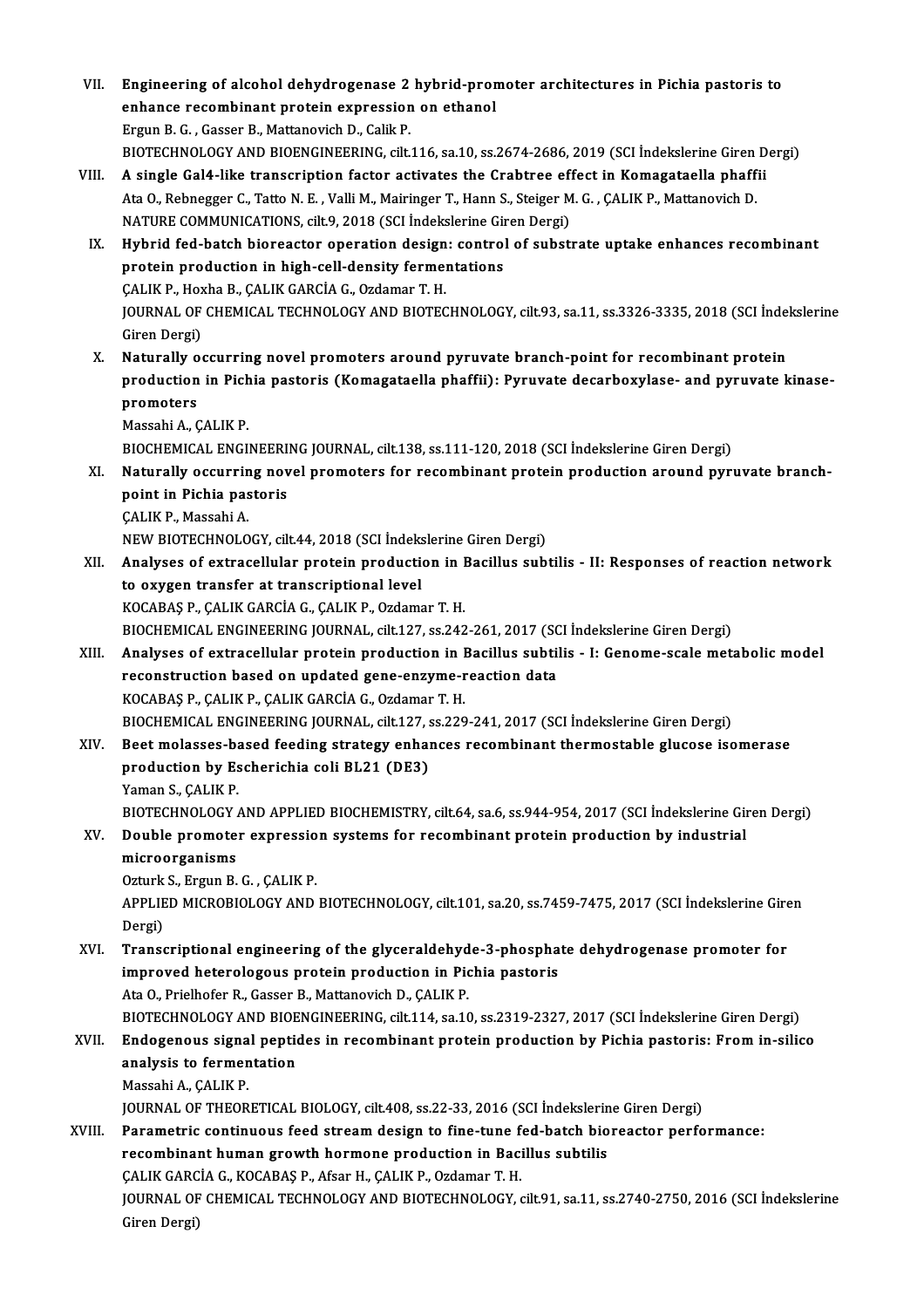VII. **Engineering of alcohol dehydrogenase 2 hybrid-promoter architectures in Pichia pastoris to enhance recombinant protein expression on ethanol**
Ergun B. G. , Gasser B., Mattanovich D., Calik P.
BIOTECHNOLOGY AND BIOENGINEERING, cilt.116, sa.10, ss.2674-2686, 2019 (SCI İndekslerine Giren Dergi)

VIII. **A single Gal4-like transcription factor activates the Crabtree effect in Komagataella phaffii**
Ata O., Rebnegger C., Tatto N. E. , Valli M., Mairinger T., Hann S., Steiger M. G. , ÇALIK P., Mattanovich D.
NATURE COMMUNICATIONS, cilt.9, 2018 (SCI İndekslerine Giren Dergi)

IX. **Hybrid fed-batch bioreactor operation design: control of substrate uptake enhances recombinant protein production in high-cell-density fermentations**
ÇALIK P., Hoxha B., ÇALIK GARCİA G., Ozdamar T. H.
JOURNAL OF CHEMICAL TECHNOLOGY AND BIOTECHNOLOGY, cilt.93, sa.11, ss.3326-3335, 2018 (SCI İndekslerine Giren Dergi)

X. **Naturally occurring novel promoters around pyruvate branch-point for recombinant protein production in Pichia pastoris (Komagataella phaffii): Pyruvate decarboxylase- and pyruvate kinase-promoters**
Massahi A., ÇALIK P.
BIOCHEMICAL ENGINEERING JOURNAL, cilt.138, ss.111-120, 2018 (SCI İndekslerine Giren Dergi)

XI. **Naturally occurring novel promoters for recombinant protein production around pyruvate branch-point in Pichia pastoris**
ÇALIK P., Massahi A.
NEW BIOTECHNOLOGY, cilt.44, 2018 (SCI İndekslerine Giren Dergi)

XII. **Analyses of extracellular protein production in Bacillus subtilis - II: Responses of reaction network to oxygen transfer at transcriptional level**
KOCABAŞ P., ÇALIK GARCİA G., ÇALIK P., Ozdamar T. H.
BIOCHEMICAL ENGINEERING JOURNAL, cilt.127, ss.242-261, 2017 (SCI İndekslerine Giren Dergi)

XIII. **Analyses of extracellular protein production in Bacillus subtilis - I: Genome-scale metabolic model reconstruction based on updated gene-enzyme-reaction data**
KOCABAŞ P., ÇALIK P., ÇALIK GARCİA G., Ozdamar T. H.
BIOCHEMICAL ENGINEERING JOURNAL, cilt.127, ss.229-241, 2017 (SCI İndekslerine Giren Dergi)

XIV. **Beet molasses-based feeding strategy enhances recombinant thermostable glucose isomerase production by Escherichia coli BL21 (DE3)**
Yaman S., ÇALIK P.
BIOTECHNOLOGY AND APPLIED BIOCHEMISTRY, cilt.64, sa.6, ss.944-954, 2017 (SCI İndekslerine Giren Dergi)

XV. **Double promoter expression systems for recombinant protein production by industrial microorganisms**
Ozturk S., Ergun B. G. , ÇALIK P.
APPLIED MICROBIOLOGY AND BIOTECHNOLOGY, cilt.101, sa.20, ss.7459-7475, 2017 (SCI İndekslerine Giren Dergi)

XVI. **Transcriptional engineering of the glyceraldehyde-3-phosphate dehydrogenase promoter for improved heterologous protein production in Pichia pastoris**
Ata O., Prielhofer R., Gasser B., Mattanovich D., ÇALIK P.
BIOTECHNOLOGY AND BIOENGINEERING, cilt.114, sa.10, ss.2319-2327, 2017 (SCI İndekslerine Giren Dergi)

XVII. **Endogenous signal peptides in recombinant protein production by Pichia pastoris: From in-silico analysis to fermentation**
Massahi A., ÇALIK P.
JOURNAL OF THEORETICAL BIOLOGY, cilt.408, ss.22-33, 2016 (SCI İndekslerine Giren Dergi)

XVIII. **Parametric continuous feed stream design to fine-tune fed-batch bioreactor performance: recombinant human growth hormone production in Bacillus subtilis**
ÇALIK GARCİA G., KOCABAŞ P., Afsar H., ÇALIK P., Ozdamar T. H.
JOURNAL OF CHEMICAL TECHNOLOGY AND BIOTECHNOLOGY, cilt.91, sa.11, ss.2740-2750, 2016 (SCI İndekslerine Giren Dergi)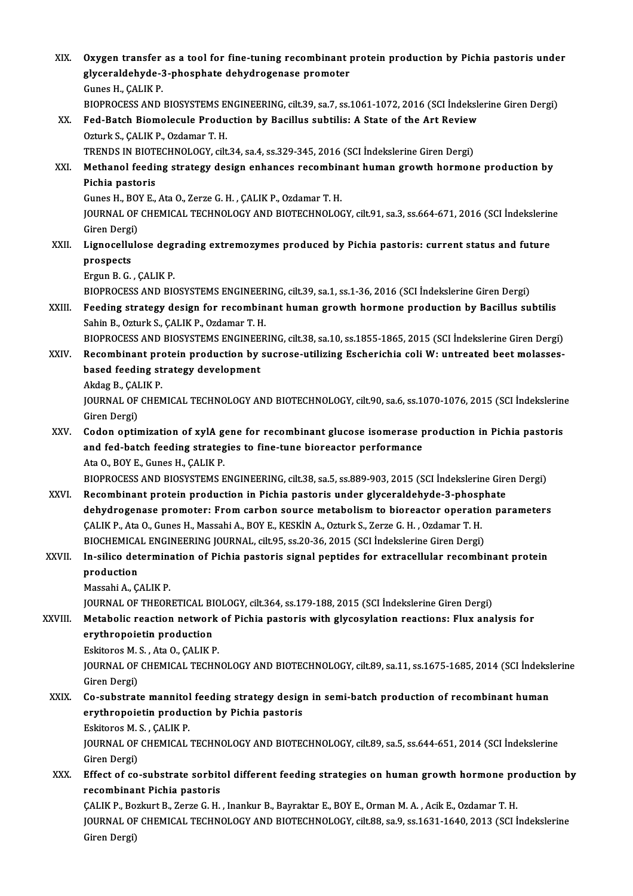XIX. **Oxygen transfer as a tool for fine-tuning recombinant protein production by Pichia pastoris under glyceraldehyde-3-phosphate dehydrogenase promoter**
Gunes H., ÇALIK P.
BIOPROCESS AND BIOSYSTEMS ENGINEERING, cilt.39, sa.7, ss.1061-1072, 2016 (SCI İndekslerine Giren Dergi)

XX. **Fed-Batch Biomolecule Production by Bacillus subtilis: A State of the Art Review**
Ozturk S., ÇALIK P., Ozdamar T. H.
TRENDS IN BIOTECHNOLOGY, cilt.34, sa.4, ss.329-345, 2016 (SCI İndekslerine Giren Dergi)

XXI. **Methanol feeding strategy design enhances recombinant human growth hormone production by Pichia pastoris**
Gunes H., BOY E., Ata O., Zerze G. H. , ÇALIK P., Ozdamar T. H.
JOURNAL OF CHEMICAL TECHNOLOGY AND BIOTECHNOLOGY, cilt.91, sa.3, ss.664-671, 2016 (SCI İndekslerine Giren Dergi)

XXII. **Lignocellulose degrading extremozymes produced by Pichia pastoris: current status and future prospects**
Ergun B. G. , ÇALIK P.
BIOPROCESS AND BIOSYSTEMS ENGINEERING, cilt.39, sa.1, ss.1-36, 2016 (SCI İndekslerine Giren Dergi)

XXIII. **Feeding strategy design for recombinant human growth hormone production by Bacillus subtilis**
Sahin B., Ozturk S., ÇALIK P., Ozdamar T. H.
BIOPROCESS AND BIOSYSTEMS ENGINEERING, cilt.38, sa.10, ss.1855-1865, 2015 (SCI İndekslerine Giren Dergi)

XXIV. **Recombinant protein production by sucrose-utilizing Escherichia coli W: untreated beet molasses-based feeding strategy development**
Akdag B., ÇALIK P.
JOURNAL OF CHEMICAL TECHNOLOGY AND BIOTECHNOLOGY, cilt.90, sa.6, ss.1070-1076, 2015 (SCI İndekslerine Giren Dergi)

XXV. **Codon optimization of xylA gene for recombinant glucose isomerase production in Pichia pastoris and fed-batch feeding strategies to fine-tune bioreactor performance**
Ata O., BOY E., Gunes H., ÇALIK P.
BIOPROCESS AND BIOSYSTEMS ENGINEERING, cilt.38, sa.5, ss.889-903, 2015 (SCI İndekslerine Giren Dergi)

XXVI. **Recombinant protein production in Pichia pastoris under glyceraldehyde-3-phosphate dehydrogenase promoter: From carbon source metabolism to bioreactor operation parameters**
ÇALIK P., Ata O., Gunes H., Massahi A., BOY E., KESKİN A., Ozturk S., Zerze G. H. , Ozdamar T. H.
BIOCHEMICAL ENGINEERING JOURNAL, cilt.95, ss.20-36, 2015 (SCI İndekslerine Giren Dergi)

XXVII. **In-silico determination of Pichia pastoris signal peptides for extracellular recombinant protein production**
Massahi A., ÇALIK P.
JOURNAL OF THEORETICAL BIOLOGY, cilt.364, ss.179-188, 2015 (SCI İndekslerine Giren Dergi)

XXVIII. **Metabolic reaction network of Pichia pastoris with glycosylation reactions: Flux analysis for erythropoietin production**
Eskitoros M. S. , Ata O., ÇALIK P.
JOURNAL OF CHEMICAL TECHNOLOGY AND BIOTECHNOLOGY, cilt.89, sa.11, ss.1675-1685, 2014 (SCI İndekslerine Giren Dergi)

XXIX. **Co-substrate mannitol feeding strategy design in semi-batch production of recombinant human erythropoietin production by Pichia pastoris**
Eskitoros M. S. , ÇALIK P.
JOURNAL OF CHEMICAL TECHNOLOGY AND BIOTECHNOLOGY, cilt.89, sa.5, ss.644-651, 2014 (SCI İndekslerine Giren Dergi)

XXX. **Effect of co-substrate sorbitol different feeding strategies on human growth hormone production by recombinant Pichia pastoris**
ÇALIK P., Bozkurt B., Zerze G. H. , Inankur B., Bayraktar E., BOY E., Orman M. A. , Acik E., Ozdamar T. H.
JOURNAL OF CHEMICAL TECHNOLOGY AND BIOTECHNOLOGY, cilt.88, sa.9, ss.1631-1640, 2013 (SCI İndekslerine Giren Dergi)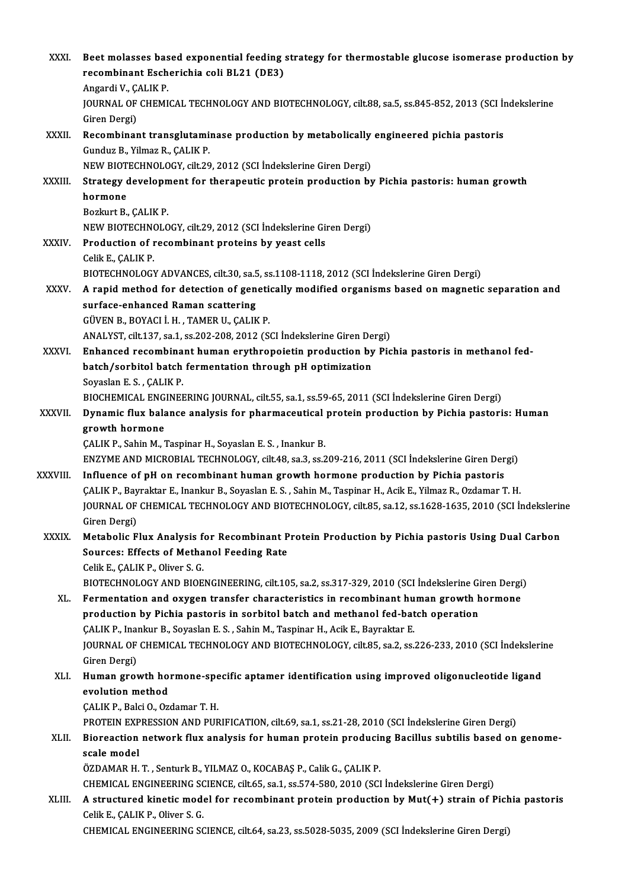XXXI. **Beet molasses based exponential feeding strategy for thermostable glucose isomerase production by recombinant Escherichia coli BL21 (DE3)**
Angardi V., ÇALIK P.
JOURNAL OF CHEMICAL TECHNOLOGY AND BIOTECHNOLOGY, cilt.88, sa.5, ss.845-852, 2013 (SCI İndekslerine Giren Dergi)

XXXII. **Recombinant transglutaminase production by metabolically engineered pichia pastoris**
Gunduz B., Yilmaz R., ÇALIK P.
NEW BIOTECHNOLOGY, cilt.29, 2012 (SCI İndekslerine Giren Dergi)

XXXIII. **Strategy development for therapeutic protein production by Pichia pastoris: human growth hormone**
Bozkurt B., ÇALIK P.
NEW BIOTECHNOLOGY, cilt.29, 2012 (SCI İndekslerine Giren Dergi)

XXXIV. **Production of recombinant proteins by yeast cells**
Celik E., ÇALIK P.
BIOTECHNOLOGY ADVANCES, cilt.30, sa.5, ss.1108-1118, 2012 (SCI İndekslerine Giren Dergi)

XXXV. **A rapid method for detection of genetically modified organisms based on magnetic separation and surface-enhanced Raman scattering**
GÜVEN B., BOYACI İ. H. , TAMER U., ÇALIK P.
ANALYST, cilt.137, sa.1, ss.202-208, 2012 (SCI İndekslerine Giren Dergi)

XXXVI. **Enhanced recombinant human erythropoietin production by Pichia pastoris in methanol fed-batch/sorbitol batch fermentation through pH optimization**
Soyaslan E. S. , ÇALIK P.
BIOCHEMICAL ENGINEERING JOURNAL, cilt.55, sa.1, ss.59-65, 2011 (SCI İndekslerine Giren Dergi)

XXXVII. **Dynamic flux balance analysis for pharmaceutical protein production by Pichia pastoris: Human growth hormone**
ÇALIK P., Sahin M., Taspinar H., Soyaslan E. S. , Inankur B.
ENZYME AND MICROBIAL TECHNOLOGY, cilt.48, sa.3, ss.209-216, 2011 (SCI İndekslerine Giren Dergi)

XXXVIII. **Influence of pH on recombinant human growth hormone production by Pichia pastoris**
ÇALIK P., Bayraktar E., Inankur B., Soyaslan E. S. , Sahin M., Taspinar H., Acik E., Yilmaz R., Ozdamar T. H.
JOURNAL OF CHEMICAL TECHNOLOGY AND BIOTECHNOLOGY, cilt.85, sa.12, ss.1628-1635, 2010 (SCI İndekslerine Giren Dergi)

XXXIX. **Metabolic Flux Analysis for Recombinant Protein Production by Pichia pastoris Using Dual Carbon Sources: Effects of Methanol Feeding Rate**
Celik E., ÇALIK P., Oliver S. G.
BIOTECHNOLOGY AND BIOENGINEERING, cilt.105, sa.2, ss.317-329, 2010 (SCI İndekslerine Giren Dergi)

XL. **Fermentation and oxygen transfer characteristics in recombinant human growth hormone production by Pichia pastoris in sorbitol batch and methanol fed-batch operation**
ÇALIK P., Inankur B., Soyaslan E. S. , Sahin M., Taspinar H., Acik E., Bayraktar E.
JOURNAL OF CHEMICAL TECHNOLOGY AND BIOTECHNOLOGY, cilt.85, sa.2, ss.226-233, 2010 (SCI İndekslerine Giren Dergi)

XLI. **Human growth hormone-specific aptamer identification using improved oligonucleotide ligand evolution method**
ÇALIK P., Balci O., Ozdamar T. H.
PROTEIN EXPRESSION AND PURIFICATION, cilt.69, sa.1, ss.21-28, 2010 (SCI İndekslerine Giren Dergi)

XLII. **Bioreaction network flux analysis for human protein producing Bacillus subtilis based on genome-scale model**
ÖZDAMAR H. T. , Senturk B., YILMAZ O., KOCABAŞ P., Calik G., ÇALIK P.
CHEMICAL ENGINEERING SCIENCE, cilt.65, sa.1, ss.574-580, 2010 (SCI İndekslerine Giren Dergi)

XLIII. **A structured kinetic model for recombinant protein production by Mut(+) strain of Pichia pastoris**
Celik E., ÇALIK P., Oliver S. G.
CHEMICAL ENGINEERING SCIENCE, cilt.64, sa.23, ss.5028-5035, 2009 (SCI İndekslerine Giren Dergi)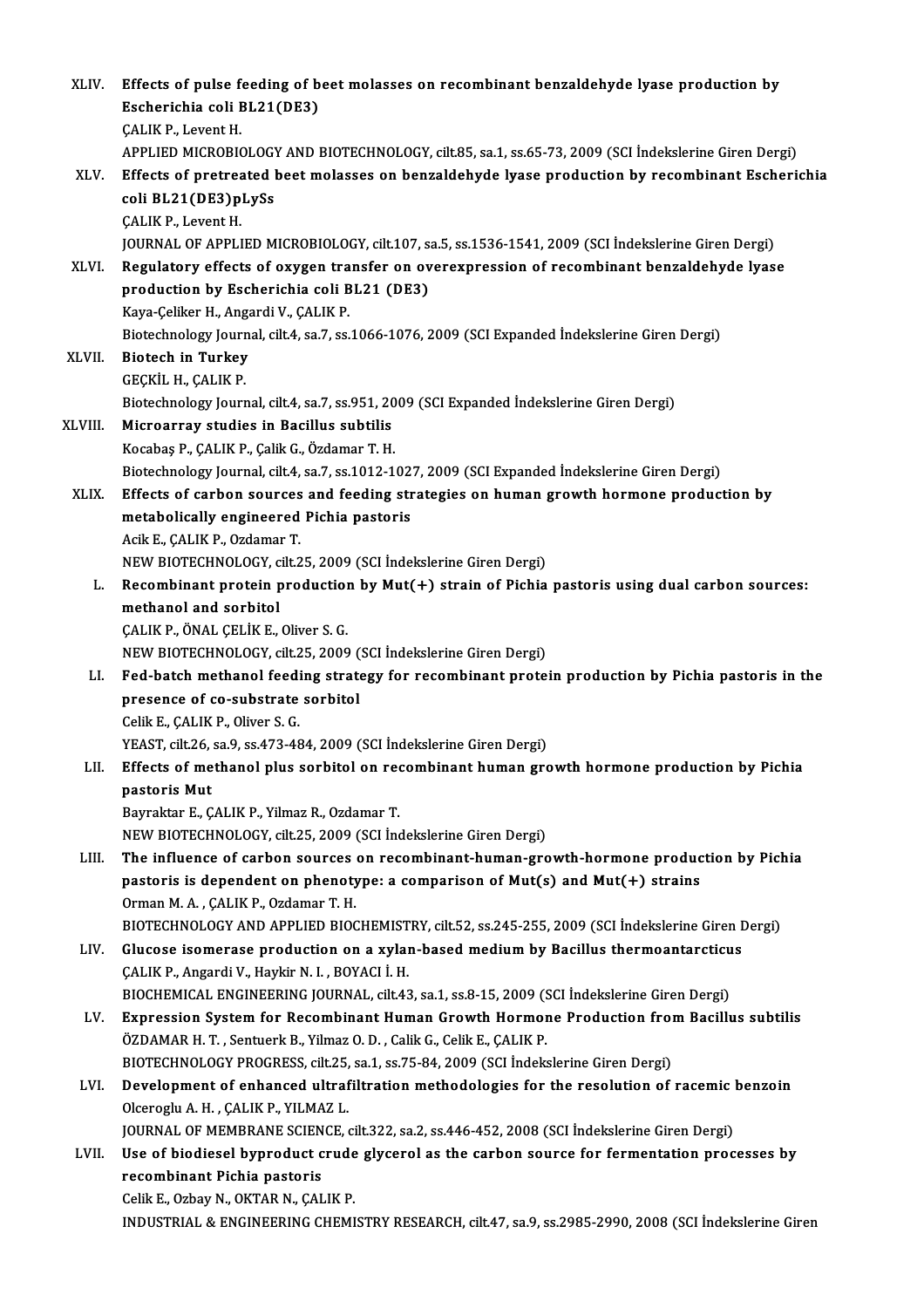XLIV. **Effects of pulse feeding of beet molasses on recombinant benzaldehyde lyase production by Escherichia coli BL21(DE3)**
ÇALIK P., Levent H.
APPLIED MICROBIOLOGY AND BIOTECHNOLOGY, cilt.85, sa.1, ss.65-73, 2009 (SCI İndekslerine Giren Dergi)

XLV. **Effects of pretreated beet molasses on benzaldehyde lyase production by recombinant Escherichia coli BL21(DE3)pLySs**
ÇALIK P., Levent H.
JOURNAL OF APPLIED MICROBIOLOGY, cilt.107, sa.5, ss.1536-1541, 2009 (SCI İndekslerine Giren Dergi)

XLVI. **Regulatory effects of oxygen transfer on overexpression of recombinant benzaldehyde lyase production by Escherichia coli BL21 (DE3)**
Kaya-Çeliker H., Angardi V., ÇALIK P.
Biotechnology Journal, cilt.4, sa.7, ss.1066-1076, 2009 (SCI Expanded İndekslerine Giren Dergi)

XLVII. **Biotech in Turkey**
GEÇKİL H., ÇALIK P.
Biotechnology Journal, cilt.4, sa.7, ss.951, 2009 (SCI Expanded İndekslerine Giren Dergi)

XLVIII. **Microarray studies in Bacillus subtilis**
Kocabaş P., ÇALIK P., Çalik G., Özdamar T. H.
Biotechnology Journal, cilt.4, sa.7, ss.1012-1027, 2009 (SCI Expanded İndekslerine Giren Dergi)

XLIX. **Effects of carbon sources and feeding strategies on human growth hormone production by metabolically engineered Pichia pastoris**
Acik E., ÇALIK P., Ozdamar T.
NEW BIOTECHNOLOGY, cilt.25, 2009 (SCI İndekslerine Giren Dergi)

L. **Recombinant protein production by Mut(+) strain of Pichia pastoris using dual carbon sources: methanol and sorbitol**
ÇALIK P., ÖNAL ÇELİK E., Oliver S. G.
NEW BIOTECHNOLOGY, cilt.25, 2009 (SCI İndekslerine Giren Dergi)

LI. **Fed-batch methanol feeding strategy for recombinant protein production by Pichia pastoris in the presence of co-substrate sorbitol**
Celik E., ÇALIK P., Oliver S. G.
YEAST, cilt.26, sa.9, ss.473-484, 2009 (SCI İndekslerine Giren Dergi)

LII. **Effects of methanol plus sorbitol on recombinant human growth hormone production by Pichia pastoris Mut**
Bayraktar E., ÇALIK P., Yilmaz R., Ozdamar T.
NEW BIOTECHNOLOGY, cilt.25, 2009 (SCI İndekslerine Giren Dergi)

LIII. **The influence of carbon sources on recombinant-human-growth-hormone production by Pichia pastoris is dependent on phenotype: a comparison of Mut(s) and Mut(+) strains**
Orman M. A. , ÇALIK P., Ozdamar T. H.
BIOTECHNOLOGY AND APPLIED BIOCHEMISTRY, cilt.52, ss.245-255, 2009 (SCI İndekslerine Giren Dergi)

LIV. **Glucose isomerase production on a xylan-based medium by Bacillus thermoantarcticus**
ÇALIK P., Angardi V., Haykir N. I. , BOYACI İ. H.
BIOCHEMICAL ENGINEERING JOURNAL, cilt.43, sa.1, ss.8-15, 2009 (SCI İndekslerine Giren Dergi)

LV. **Expression System for Recombinant Human Growth Hormone Production from Bacillus subtilis**
ÖZDAMAR H. T. , Sentuerk B., Yilmaz O. D. , Calik G., Celik E., ÇALIK P.
BIOTECHNOLOGY PROGRESS, cilt.25, sa.1, ss.75-84, 2009 (SCI İndekslerine Giren Dergi)

LVI. **Development of enhanced ultrafiltration methodologies for the resolution of racemic benzoin**
Olceroglu A. H. , ÇALIK P., YILMAZ L.
JOURNAL OF MEMBRANE SCIENCE, cilt.322, sa.2, ss.446-452, 2008 (SCI İndekslerine Giren Dergi)

LVII. **Use of biodiesel byproduct crude glycerol as the carbon source for fermentation processes by recombinant Pichia pastoris**
Celik E., Ozbay N., OKTAR N., ÇALIK P.
INDUSTRIAL & ENGINEERING CHEMISTRY RESEARCH, cilt.47, sa.9, ss.2985-2990, 2008 (SCI İndekslerine Giren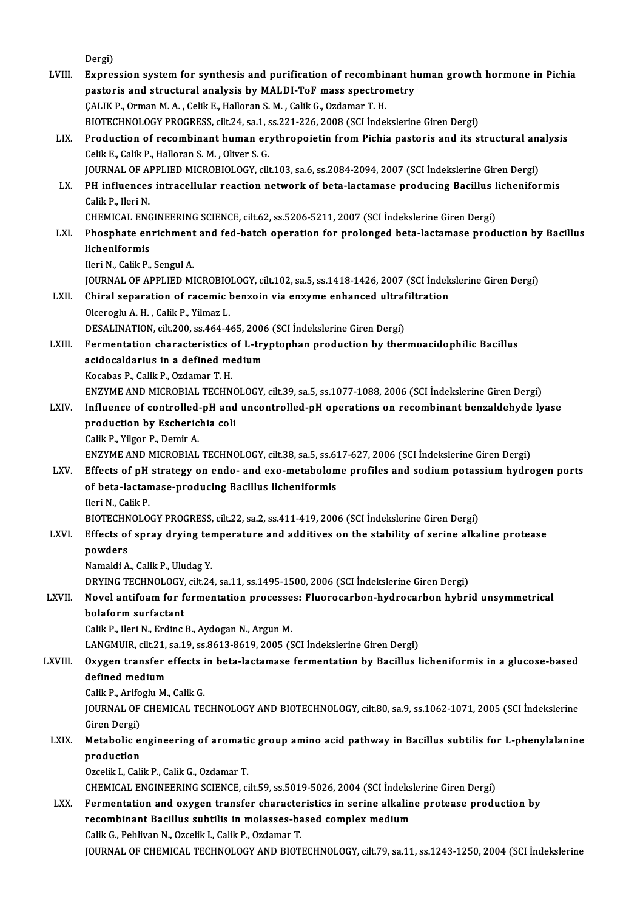Dergi)

LVIII. **Expression system for synthesis and purification of recombinant human growth hormone in Pichia pastoris and structural analysis by MALDI-ToF mass spectrometry**
ÇALIK P., Orman M. A. , Celik E., Halloran S. M. , Calik G., Ozdamar T. H.
BIOTECHNOLOGY PROGRESS, cilt.24, sa.1, ss.221-226, 2008 (SCI İndekslerine Giren Dergi)

LIX. **Production of recombinant human erythropoietin from Pichia pastoris and its structural analysis**
Celik E., Calik P., Halloran S. M. , Oliver S. G.
JOURNAL OF APPLIED MICROBIOLOGY, cilt.103, sa.6, ss.2084-2094, 2007 (SCI İndekslerine Giren Dergi)

LX. **PH influences intracellular reaction network of beta-lactamase producing Bacillus licheniformis**
Calik P., Ileri N.
CHEMICAL ENGINEERING SCIENCE, cilt.62, ss.5206-5211, 2007 (SCI İndekslerine Giren Dergi)

LXI. **Phosphate enrichment and fed-batch operation for prolonged beta-lactamase production by Bacillus licheniformis**
Ileri N., Calik P., Sengul A.
JOURNAL OF APPLIED MICROBIOLOGY, cilt.102, sa.5, ss.1418-1426, 2007 (SCI İndekslerine Giren Dergi)

LXII. **Chiral separation of racemic benzoin via enzyme enhanced ultrafiltration**
Olceroglu A. H. , Calik P., Yilmaz L.
DESALINATION, cilt.200, ss.464-465, 2006 (SCI İndekslerine Giren Dergi)

LXIII. **Fermentation characteristics of L-tryptophan production by thermoacidophilic Bacillus acidocaldarius in a defined medium**
Kocabas P., Calik P., Ozdamar T. H.
ENZYME AND MICROBIAL TECHNOLOGY, cilt.39, sa.5, ss.1077-1088, 2006 (SCI İndekslerine Giren Dergi)

LXIV. **Influence of controlled-pH and uncontrolled-pH operations on recombinant benzaldehyde lyase production by Escherichia coli**
Calik P., Yilgor P., Demir A.
ENZYME AND MICROBIAL TECHNOLOGY, cilt.38, sa.5, ss.617-627, 2006 (SCI İndekslerine Giren Dergi)

LXV. **Effects of pH strategy on endo- and exo-metabolome profiles and sodium potassium hydrogen ports of beta-lactamase-producing Bacillus licheniformis**
Ileri N., Calik P.
BIOTECHNOLOGY PROGRESS, cilt.22, sa.2, ss.411-419, 2006 (SCI İndekslerine Giren Dergi)

LXVI. **Effects of spray drying temperature and additives on the stability of serine alkaline protease powders**
Namaldi A., Calik P., Uludag Y.
DRYING TECHNOLOGY, cilt.24, sa.11, ss.1495-1500, 2006 (SCI İndekslerine Giren Dergi)

LXVII. **Novel antifoam for fermentation processes: Fluorocarbon-hydrocarbon hybrid unsymmetrical bolaform surfactant**
Calik P., Ileri N., Erdinc B., Aydogan N., Argun M.
LANGMUIR, cilt.21, sa.19, ss.8613-8619, 2005 (SCI İndekslerine Giren Dergi)

LXVIII. **Oxygen transfer effects in beta-lactamase fermentation by Bacillus licheniformis in a glucose-based defined medium**
Calik P., Arifoglu M., Calik G.
JOURNAL OF CHEMICAL TECHNOLOGY AND BIOTECHNOLOGY, cilt.80, sa.9, ss.1062-1071, 2005 (SCI İndekslerine Giren Dergi)

LXIX. **Metabolic engineering of aromatic group amino acid pathway in Bacillus subtilis for L-phenylalanine production**
Ozcelik I., Calik P., Calik G., Ozdamar T.
CHEMICAL ENGINEERING SCIENCE, cilt.59, ss.5019-5026, 2004 (SCI İndekslerine Giren Dergi)

LXX. **Fermentation and oxygen transfer characteristics in serine alkaline protease production by recombinant Bacillus subtilis in molasses-based complex medium**
Calik G., Pehlivan N., Ozcelik I., Calik P., Ozdamar T.
JOURNAL OF CHEMICAL TECHNOLOGY AND BIOTECHNOLOGY, cilt.79, sa.11, ss.1243-1250, 2004 (SCI İndekslerine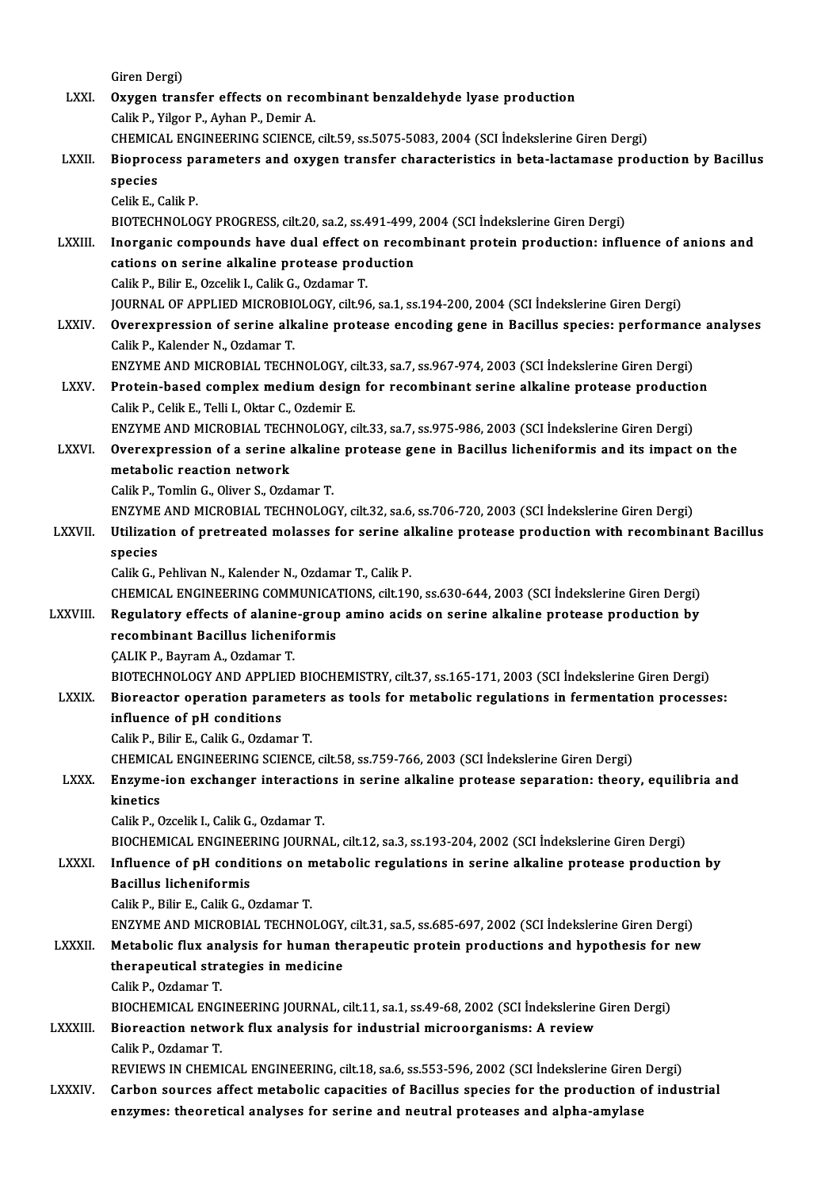Giren Dergi)

LXXI. **Oxygen transfer effects on recombinant benzaldehyde lyase production**
Calik P., Yilgor P., Ayhan P., Demir A.
CHEMICAL ENGINEERING SCIENCE, cilt.59, ss.5075-5083, 2004 (SCI İndekslerine Giren Dergi)

LXXII. **Bioprocess parameters and oxygen transfer characteristics in beta-lactamase production by Bacillus species**
Celik E., Calik P.
BIOTECHNOLOGY PROGRESS, cilt.20, sa.2, ss.491-499, 2004 (SCI İndekslerine Giren Dergi)

LXXIII. **Inorganic compounds have dual effect on recombinant protein production: influence of anions and cations on serine alkaline protease production**
Calik P., Bilir E., Ozcelik I., Calik G., Ozdamar T.
JOURNAL OF APPLIED MICROBIOLOGY, cilt.96, sa.1, ss.194-200, 2004 (SCI İndekslerine Giren Dergi)

LXXIV. **Overexpression of serine alkaline protease encoding gene in Bacillus species: performance analyses**
Calik P., Kalender N., Ozdamar T.
ENZYME AND MICROBIAL TECHNOLOGY, cilt.33, sa.7, ss.967-974, 2003 (SCI İndekslerine Giren Dergi)

LXXV. **Protein-based complex medium design for recombinant serine alkaline protease production**
Calik P., Celik E., Telli I., Oktar C., Ozdemir E.
ENZYME AND MICROBIAL TECHNOLOGY, cilt.33, sa.7, ss.975-986, 2003 (SCI İndekslerine Giren Dergi)

LXXVI. **Overexpression of a serine alkaline protease gene in Bacillus licheniformis and its impact on the metabolic reaction network**
Calik P., Tomlin G., Oliver S., Ozdamar T.
ENZYME AND MICROBIAL TECHNOLOGY, cilt.32, sa.6, ss.706-720, 2003 (SCI İndekslerine Giren Dergi)

LXXVII. **Utilization of pretreated molasses for serine alkaline protease production with recombinant Bacillus species**
Calik G., Pehlivan N., Kalender N., Ozdamar T., Calik P.
CHEMICAL ENGINEERING COMMUNICATIONS, cilt.190, ss.630-644, 2003 (SCI İndekslerine Giren Dergi)

LXXVIII. **Regulatory effects of alanine-group amino acids on serine alkaline protease production by recombinant Bacillus licheniformis**
ÇALIK P., Bayram A., Ozdamar T.
BIOTECHNOLOGY AND APPLIED BIOCHEMISTRY, cilt.37, ss.165-171, 2003 (SCI İndekslerine Giren Dergi)

LXXIX. **Bioreactor operation parameters as tools for metabolic regulations in fermentation processes: influence of pH conditions**
Calik P., Bilir E., Calik G., Ozdamar T.
CHEMICAL ENGINEERING SCIENCE, cilt.58, ss.759-766, 2003 (SCI İndekslerine Giren Dergi)

LXXX. **Enzyme-ion exchanger interactions in serine alkaline protease separation: theory, equilibria and kinetics**
Calik P., Ozcelik I., Calik G., Ozdamar T.
BIOCHEMICAL ENGINEERING JOURNAL, cilt.12, sa.3, ss.193-204, 2002 (SCI İndekslerine Giren Dergi)

LXXXI. **Influence of pH conditions on metabolic regulations in serine alkaline protease production by Bacillus licheniformis**
Calik P., Bilir E., Calik G., Ozdamar T.
ENZYME AND MICROBIAL TECHNOLOGY, cilt.31, sa.5, ss.685-697, 2002 (SCI İndekslerine Giren Dergi)

LXXXII. **Metabolic flux analysis for human therapeutic protein productions and hypothesis for new therapeutical strategies in medicine**
Calik P., Ozdamar T.
BIOCHEMICAL ENGINEERING JOURNAL, cilt.11, sa.1, ss.49-68, 2002 (SCI İndekslerine Giren Dergi)

LXXXIII. **Bioreaction network flux analysis for industrial microorganisms: A review**
Calik P., Ozdamar T.
REVIEWS IN CHEMICAL ENGINEERING, cilt.18, sa.6, ss.553-596, 2002 (SCI İndekslerine Giren Dergi)

LXXXIV. **Carbon sources affect metabolic capacities of Bacillus species for the production of industrial enzymes: theoretical analyses for serine and neutral proteases and alpha-amylase**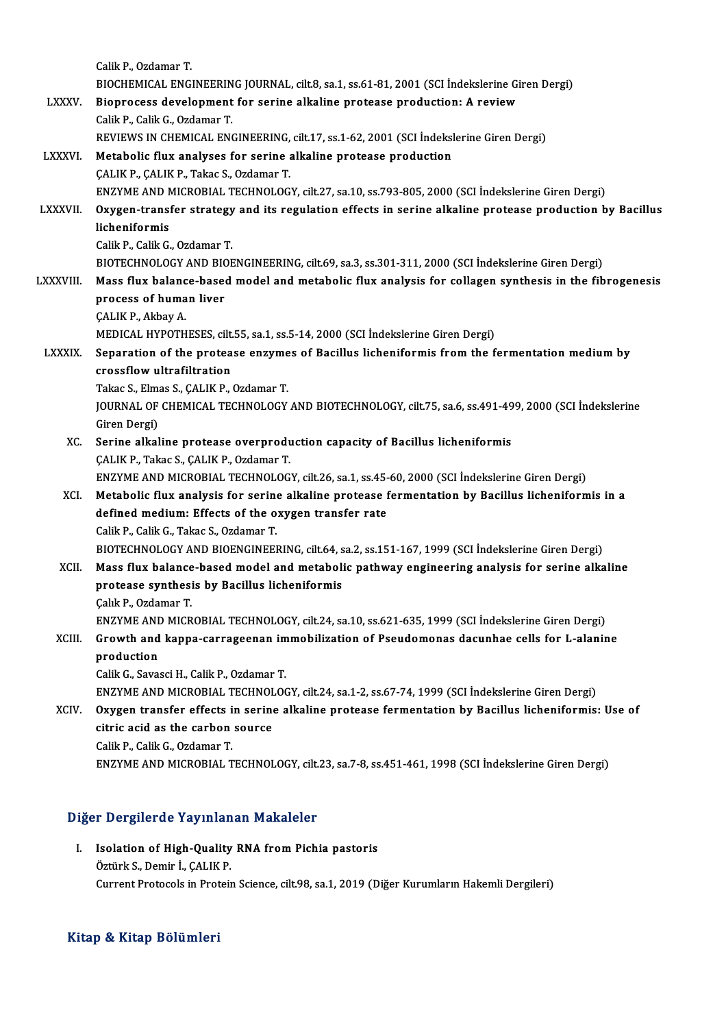Calik P., Ozdamar T.
BIOCHEMICAL ENGINEERING JOURNAL, cilt.8, sa.1, ss.61-81, 2001 (SCI İndekslerine Giren Dergi)

LXXXV. **Bioprocess development for serine alkaline protease production: A review**
Calik P., Calik G., Ozdamar T.
REVIEWS IN CHEMICAL ENGINEERING, cilt.17, ss.1-62, 2001 (SCI İndekslerine Giren Dergi)

LXXXVI. **Metabolic flux analyses for serine alkaline protease production**
ÇALIK P., ÇALIK P., Takac S., Ozdamar T.
ENZYME AND MICROBIAL TECHNOLOGY, cilt.27, sa.10, ss.793-805, 2000 (SCI İndekslerine Giren Dergi)

LXXXVII. **Oxygen-transfer strategy and its regulation effects in serine alkaline protease production by Bacillus licheniformis**
Calik P., Calik G., Ozdamar T.
BIOTECHNOLOGY AND BIOENGINEERING, cilt.69, sa.3, ss.301-311, 2000 (SCI İndekslerine Giren Dergi)

LXXXVIII. **Mass flux balance-based model and metabolic flux analysis for collagen synthesis in the fibrogenesis process of human liver**
ÇALIK P., Akbay A.
MEDICAL HYPOTHESES, cilt.55, sa.1, ss.5-14, 2000 (SCI İndekslerine Giren Dergi)

LXXXIX. **Separation of the protease enzymes of Bacillus licheniformis from the fermentation medium by crossflow ultrafiltration**
Takac S., Elmas S., ÇALIK P., Ozdamar T.
JOURNAL OF CHEMICAL TECHNOLOGY AND BIOTECHNOLOGY, cilt.75, sa.6, ss.491-499, 2000 (SCI İndekslerine Giren Dergi)

XC. **Serine alkaline protease overproduction capacity of Bacillus licheniformis**
ÇALIK P., Takac S., ÇALIK P., Ozdamar T.
ENZYME AND MICROBIAL TECHNOLOGY, cilt.26, sa.1, ss.45-60, 2000 (SCI İndekslerine Giren Dergi)

XCI. **Metabolic flux analysis for serine alkaline protease fermentation by Bacillus licheniformis in a defined medium: Effects of the oxygen transfer rate**
Calik P., Calik G., Takac S., Ozdamar T.
BIOTECHNOLOGY AND BIOENGINEERING, cilt.64, sa.2, ss.151-167, 1999 (SCI İndekslerine Giren Dergi)

XCII. **Mass flux balance-based model and metabolic pathway engineering analysis for serine alkaline protease synthesis by Bacillus licheniformis**
Çalık P., Ozdamar T.
ENZYME AND MICROBIAL TECHNOLOGY, cilt.24, sa.10, ss.621-635, 1999 (SCI İndekslerine Giren Dergi)

XCIII. **Growth and kappa-carrageenan immobilization of Pseudomonas dacunhae cells for L-alanine production**
Calik G., Savasci H., Calik P., Ozdamar T.
ENZYME AND MICROBIAL TECHNOLOGY, cilt.24, sa.1-2, ss.67-74, 1999 (SCI İndekslerine Giren Dergi)

XCIV. **Oxygen transfer effects in serine alkaline protease fermentation by Bacillus licheniformis: Use of citric acid as the carbon source**
Calik P., Calik G., Ozdamar T.
ENZYME AND MICROBIAL TECHNOLOGY, cilt.23, sa.7-8, ss.451-461, 1998 (SCI İndekslerine Giren Dergi)

## Diğer Dergilerde Yayınlanan Makaleler

I. **Isolation of High-Quality RNA from Pichia pastoris**
Öztürk S., Demir İ., ÇALIK P.
Current Protocols in Protein Science, cilt.98, sa.1, 2019 (Diğer Kurumların Hakemli Dergileri)

## Kitap & Kitap Bölümleri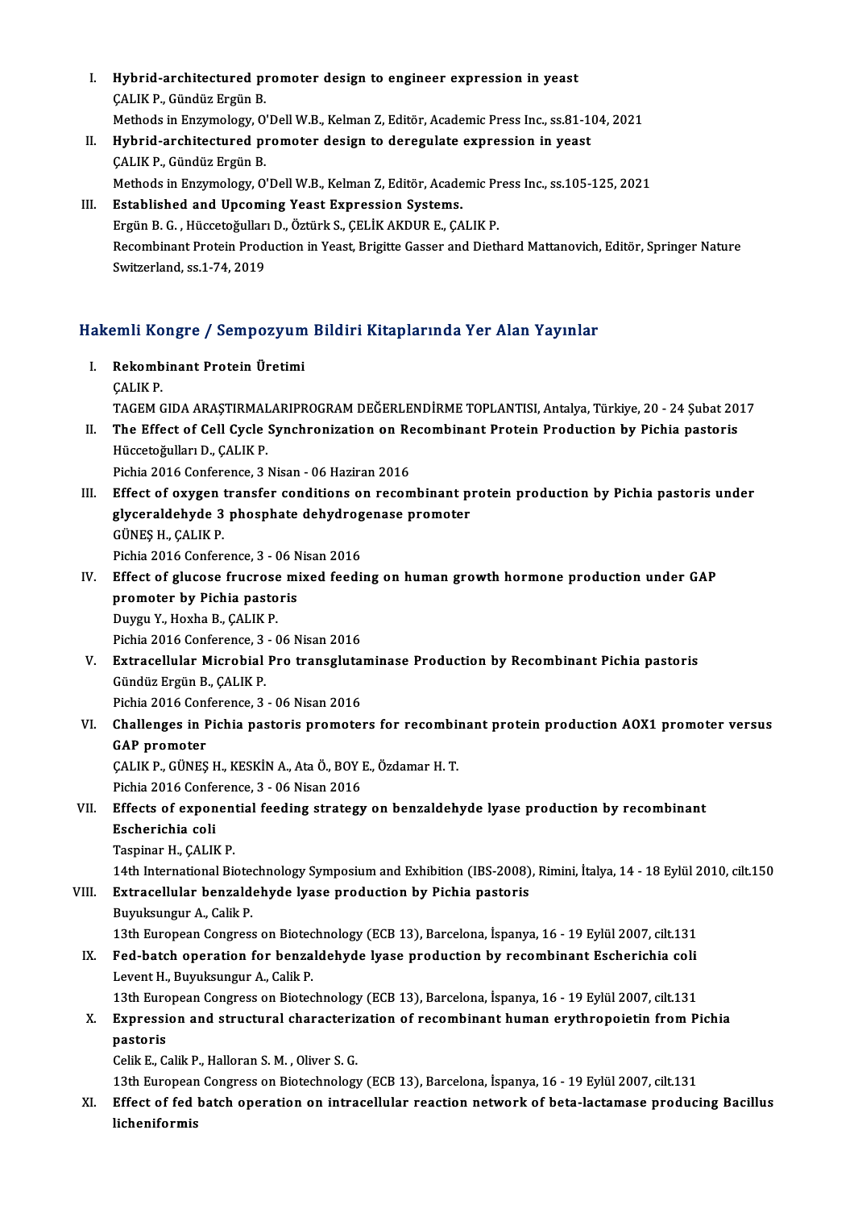I. **Hybrid-architectured promoter design to engineer expression in yeast**
   ÇALIK P., Gündüz Ergün B.
   Methods in Enzymology, O'Dell W.B., Kelman Z, Editör, Academic Press Inc., ss.81-104, 2021
II. **Hybrid-architectured promoter design to deregulate expression in yeast**
   ÇALIK P., Gündüz Ergün B.
   Methods in Enzymology, O'Dell W.B., Kelman Z, Editör, Academic Press Inc., ss.105-125, 2021
III. **Established and Upcoming Yeast Expression Systems.**
   Ergün B. G. , Hüccetoğulları D., Öztürk S., ÇELİK AKDUR E., ÇALIK P.
   Recombinant Protein Production in Yeast, Brigitte Gasser and Diethard Mattanovich, Editör, Springer Nature Switzerland, ss.1-74, 2019

## Hakemli Kongre / Sempozyum Bildiri Kitaplarında Yer Alan Yayınlar

I. **Rekombinant Protein Üretimi**
   ÇALIK P.
   TAGEM GIDA ARAŞTIRMALARIPROGRAM DEĞERLENDİRME TOPLANTISI, Antalya, Türkiye, 20 - 24 Şubat 2017
II. **The Effect of Cell Cycle Synchronization on Recombinant Protein Production by Pichia pastoris**
   Hüccetoğulları D., ÇALIK P.
   Pichia 2016 Conference, 3 Nisan - 06 Haziran 2016
III. **Effect of oxygen transfer conditions on recombinant protein production by Pichia pastoris under glyceraldehyde 3 phosphate dehydrogenase promoter**
   GÜNEŞ H., ÇALIK P.
   Pichia 2016 Conference, 3 - 06 Nisan 2016
IV. **Effect of glucose frucrose mixed feeding on human growth hormone production under GAP promoter by Pichia pastoris**
   Duygu Y., Hoxha B., ÇALIK P.
   Pichia 2016 Conference, 3 - 06 Nisan 2016
V. **Extracellular Microbial Pro transglutaminase Production by Recombinant Pichia pastoris**
   Gündüz Ergün B., ÇALIK P.
   Pichia 2016 Conference, 3 - 06 Nisan 2016
VI. **Challenges in Pichia pastoris promoters for recombinant protein production AOX1 promoter versus GAP promoter**
   ÇALIK P., GÜNEŞ H., KESKİN A., Ata Ö., BOY E., Özdamar H. T.
   Pichia 2016 Conference, 3 - 06 Nisan 2016
VII. **Effects of exponential feeding strategy on benzaldehyde lyase production by recombinant Escherichia coli**
   Taspinar H., ÇALIK P.
   14th International Biotechnology Symposium and Exhibition (IBS-2008), Rimini, İtalya, 14 - 18 Eylül 2010, cilt.150
VIII. **Extracellular benzaldehyde lyase production by Pichia pastoris**
   Buyuksungur A., Calik P.
   13th European Congress on Biotechnology (ECB 13), Barcelona, İspanya, 16 - 19 Eylül 2007, cilt.131
IX. **Fed-batch operation for benzaldehyde lyase production by recombinant Escherichia coli**
   Levent H., Buyuksungur A., Calik P.
   13th European Congress on Biotechnology (ECB 13), Barcelona, İspanya, 16 - 19 Eylül 2007, cilt.131
X. **Expression and structural characterization of recombinant human erythropoietin from Pichia pastoris**
   Celik E., Calik P., Halloran S. M. , Oliver S. G.
   13th European Congress on Biotechnology (ECB 13), Barcelona, İspanya, 16 - 19 Eylül 2007, cilt.131
XI. **Effect of fed batch operation on intracellular reaction network of beta-lactamase producing Bacillus licheniformis**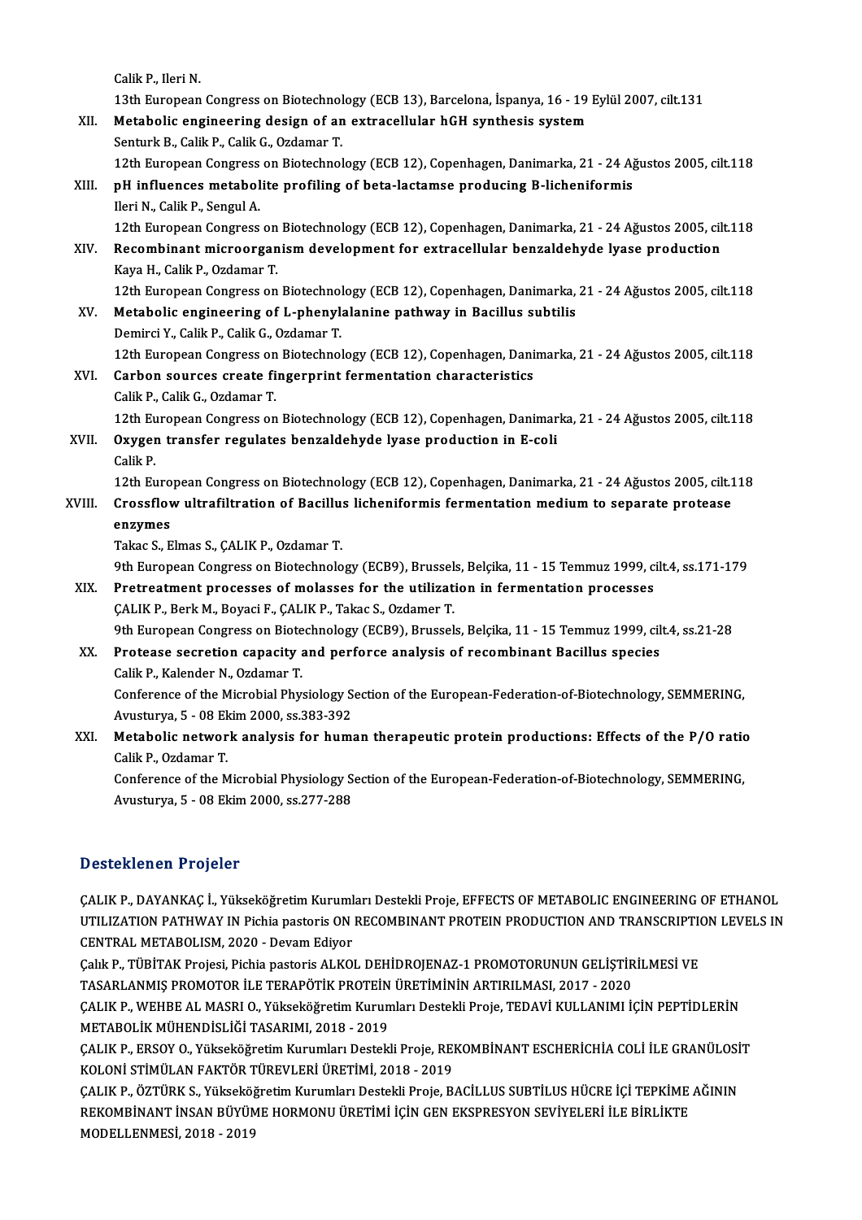Calik P., Ileri N.

13th European Congress on Biotechnology (ECB 13), Barcelona, İspanya, 16 - 19 Eylül 2007, cilt.131

XII. **Metabolic engineering design of an extracellular hGH synthesis system**
Senturk B., Calik P., Calik G., Ozdamar T.
12th European Congress on Biotechnology (ECB 12), Copenhagen, Danimarka, 21 - 24 Ağustos 2005, cilt.118

XIII. **pH influences metabolite profiling of beta-lactamse producing B-licheniformis**
Ileri N., Calik P., Sengul A.
12th European Congress on Biotechnology (ECB 12), Copenhagen, Danimarka, 21 - 24 Ağustos 2005, cilt.118

XIV. **Recombinant microorganism development for extracellular benzaldehyde lyase production**
Kaya H., Calik P., Ozdamar T.
12th European Congress on Biotechnology (ECB 12), Copenhagen, Danimarka, 21 - 24 Ağustos 2005, cilt.118

XV. **Metabolic engineering of L-phenylalanine pathway in Bacillus subtilis**
Demirci Y., Calik P., Calik G., Ozdamar T.
12th European Congress on Biotechnology (ECB 12), Copenhagen, Danimarka, 21 - 24 Ağustos 2005, cilt.118

XVI. **Carbon sources create fingerprint fermentation characteristics**
Calik P., Calik G., Ozdamar T.
12th European Congress on Biotechnology (ECB 12), Copenhagen, Danimarka, 21 - 24 Ağustos 2005, cilt.118

XVII. **Oxygen transfer regulates benzaldehyde lyase production in E-coli**
Calik P.
12th European Congress on Biotechnology (ECB 12), Copenhagen, Danimarka, 21 - 24 Ağustos 2005, cilt.118

XVIII. **Crossflow ultrafiltration of Bacillus licheniformis fermentation medium to separate protease enzymes**
Takac S., Elmas S., ÇALIK P., Ozdamar T.
9th European Congress on Biotechnology (ECB9), Brussels, Belçika, 11 - 15 Temmuz 1999, cilt.4, ss.171-179

XIX. **Pretreatment processes of molasses for the utilization in fermentation processes**
ÇALIK P., Berk M., Boyaci F., ÇALIK P., Takac S., Ozdamer T.
9th European Congress on Biotechnology (ECB9), Brussels, Belçika, 11 - 15 Temmuz 1999, cilt.4, ss.21-28

XX. **Protease secretion capacity and perforce analysis of recombinant Bacillus species**
Calik P., Kalender N., Ozdamar T.
Conference of the Microbial Physiology Section of the European-Federation-of-Biotechnology, SEMMERING, Avusturya, 5 - 08 Ekim 2000, ss.383-392

XXI. **Metabolic network analysis for human therapeutic protein productions: Effects of the P/O ratio**
Calik P., Ozdamar T.
Conference of the Microbial Physiology Section of the European-Federation-of-Biotechnology, SEMMERING, Avusturya, 5 - 08 Ekim 2000, ss.277-288

## Desteklenen Projeler

ÇALIK P., DAYANKAÇ İ., Yükseköğretim Kurumları Destekli Proje, EFFECTS OF METABOLIC ENGINEERING OF ETHANOL UTILIZATION PATHWAY IN Pichia pastoris ON RECOMBINANT PROTEIN PRODUCTION AND TRANSCRIPTION LEVELS IN CENTRAL METABOLISM, 2020 - Devam Ediyor

Çalık P., TÜBİTAK Projesi, Pichia pastoris ALKOL DEHİDROJENAZ-1 PROMOTORUNUN GELİŞTİRİLMESİ VE TASARLANMIŞ PROMOTOR İLE TERAPÖTİK PROTEİN ÜRETİMİNİN ARTIRILMASI, 2017 - 2020

ÇALIK P., WEHBE AL MASRI O., Yükseköğretim Kurumları Destekli Proje, TEDAVİ KULLANIMI İÇİN PEPTİDLERİN METABOLİK MÜHENDİSLİĞİ TASARIMI, 2018 - 2019

ÇALIK P., ERSOY O., Yükseköğretim Kurumları Destekli Proje, REKOMBİNANT ESCHERİCHİA COLİ İLE GRANÜLOSİT KOLONİ STİMÜLAN FAKTÖR TÜREVLERİ ÜRETİMİ, 2018 - 2019

ÇALIK P., ÖZTÜRK S., Yükseköğretim Kurumları Destekli Proje, BACİLLUS SUBTİLUS HÜCRE İÇİ TEPKİME AĞININ REKOMBİNANT İNSAN BÜYÜME HORMONU ÜRETİMİ İÇİN GEN EKSPRESYON SEVİYELERİ İLE BİRLİKTE MODELLENMESİ, 2018 - 2019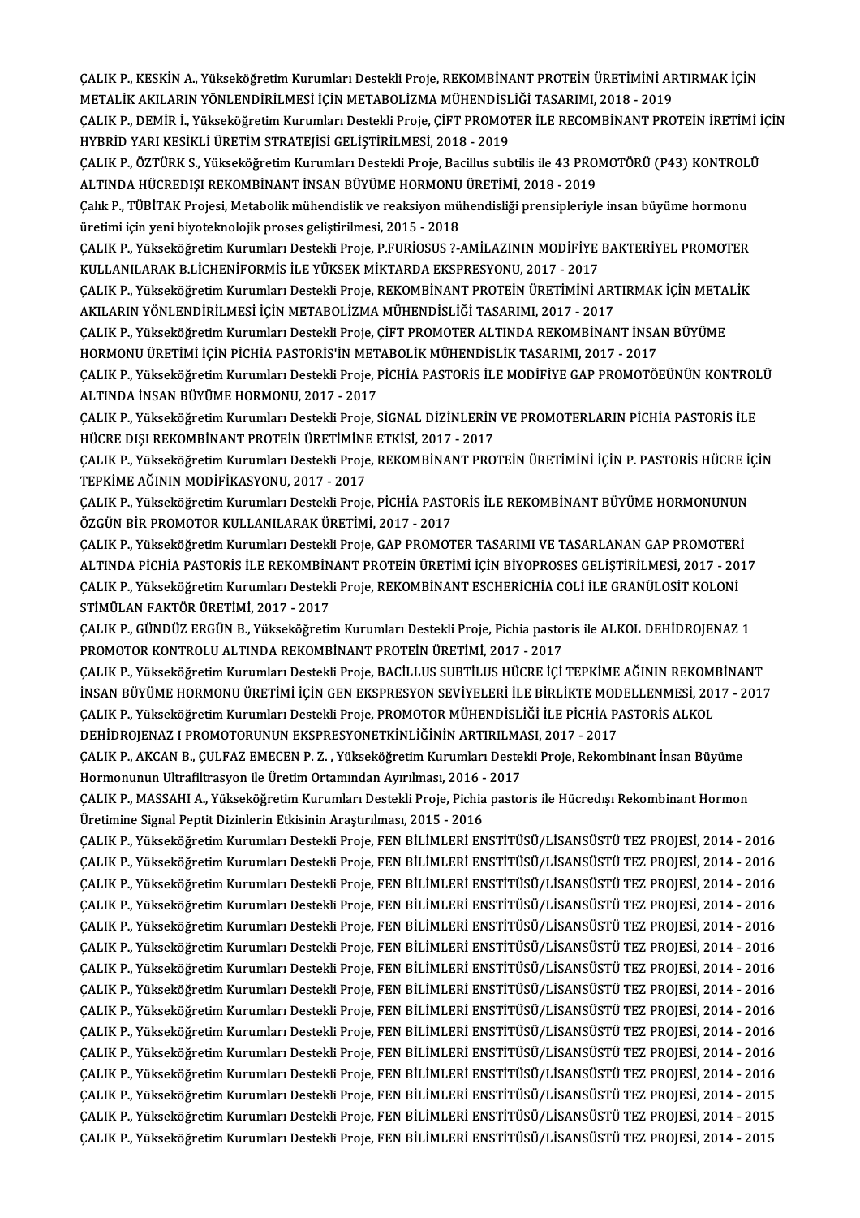ÇALIK P., KESKİN A., Yükseköğretim Kurumları Destekli Proje, REKOMBİNANT PROTEİN ÜRETİMİNİ ARTIRMAK İÇİN METALİK AKILARIN YÖNLENDİRİLMESİ İÇİN METABOLİZMA MÜHENDİSLİĞİ TASARIMI, 2018 - 2019

ÇALIK P., DEMİR İ., Yükseköğretim Kurumları Destekli Proje, ÇİFT PROMOTER İLE RECOMBİNANT PROTEİN İRETİMİ İÇİN HYBRİD YARI KESİKLİ ÜRETİM STRATEJİSİ GELİŞTİRİLMESİ, 2018 - 2019

ÇALIK P., ÖZTÜRK S., Yükseköğretim Kurumları Destekli Proje, Bacillus subtilis ile 43 PROMOTÖRÜ (P43) KONTROLÜ ALTINDA HÜCREDIŞI REKOMBİNANT İNSAN BÜYÜME HORMONU ÜRETİMİ, 2018 - 2019

Çalık P., TÜBİTAK Projesi, Metabolik mühendislik ve reaksiyon mühendisliği prensipleriyle insan büyüme hormonu üretimi için yeni biyoteknolojik proses geliştirilmesi, 2015 - 2018

ÇALIK P., Yükseköğretim Kurumları Destekli Proje, P.FURİOSUS ?-AMİLAZININ MODİFİYE BAKTERİYEL PROMOTER KULLANILARAK B.LİCHENİFORMİS İLE YÜKSEK MİKTARDA EKSPRESYONU, 2017 - 2017

ÇALIK P., Yükseköğretim Kurumları Destekli Proje, REKOMBİNANT PROTEİN ÜRETİMİNİ ARTIRMAK İÇİN METALİK AKILARIN YÖNLENDİRİLMESİ İÇİN METABOLİZMA MÜHENDİSLİĞİ TASARIMI, 2017 - 2017

ÇALIK P., Yükseköğretim Kurumları Destekli Proje, ÇİFT PROMOTER ALTINDA REKOMBİNANT İNSAN BÜYÜME HORMONU ÜRETİMİ İÇİN PİCHİA PASTORİS'İN METABOLİK MÜHENDİSLİK TASARIMI, 2017 - 2017

ÇALIK P., Yükseköğretim Kurumları Destekli Proje, PİCHİA PASTORİS İLE MODİFİYE GAP PROMOTÖEÜNÜN KONTROLÜ ALTINDA İNSAN BÜYÜME HORMONU, 2017 - 2017

ÇALIK P., Yükseköğretim Kurumları Destekli Proje, SİGNAL DİZİNLERİN VE PROMOTERLARIN PİCHİA PASTORİS İLE HÜCRE DIŞI REKOMBİNANT PROTEİN ÜRETİMİNE ETKİSİ, 2017 - 2017

ÇALIK P., Yükseköğretim Kurumları Destekli Proje, REKOMBİNANT PROTEİN ÜRETİMİNİ İÇİN P. PASTORİS HÜCRE İÇİN TEPKİME AĞININ MODİFİKASYONU, 2017 - 2017

ÇALIK P., Yükseköğretim Kurumları Destekli Proje, PİCHİA PASTORİS İLE REKOMBİNANT BÜYÜME HORMONUNUN ÖZGÜN BİR PROMOTOR KULLANILARAK ÜRETİMİ, 2017 - 2017

ÇALIK P., Yükseköğretim Kurumları Destekli Proje, GAP PROMOTER TASARIMI VE TASARLANAN GAP PROMOTERİ ALTINDA PİCHİA PASTORİS İLE REKOMBİNANT PROTEİN ÜRETİMİ İÇİN BİYOPROSES GELİŞTİRİLMESİ, 2017 - 2017

ÇALIK P., Yükseköğretim Kurumları Destekli Proje, REKOMBİNANT ESCHERİCHİA COLİ İLE GRANÜLOSİT KOLONİ STİMÜLAN FAKTÖR ÜRETİMİ, 2017 - 2017

ÇALIK P., GÜNDÜZ ERGÜN B., Yükseköğretim Kurumları Destekli Proje, Pichia pastoris ile ALKOL DEHİDROJENAZ 1 PROMOTOR KONTROLU ALTINDA REKOMBİNANT PROTEİN ÜRETİMİ, 2017 - 2017

ÇALIK P., Yükseköğretim Kurumları Destekli Proje, BACİLLUS SUBTİLUS HÜCRE İÇİ TEPKİME AĞININ REKOMBİNANT İNSAN BÜYÜME HORMONU ÜRETİMİ İÇİN GEN EKSPRESYON SEVİYELERİ İLE BİRLİKTE MODELLENMESİ, 2017 - 2017

ÇALIK P., Yükseköğretim Kurumları Destekli Proje, PROMOTOR MÜHENDİSLİĞİ İLE PİCHİA PASTORİS ALKOL DEHİDROJENAZ I PROMOTORUNUN EKSPRESYONETKİNLİĞİNİN ARTIRILMASI, 2017 - 2017

ÇALIK P., AKCAN B., ÇULFAZ EMECEN P. Z. , Yükseköğretim Kurumları Destekli Proje, Rekombinant İnsan Büyüme Hormonunun Ultrafiltrasyon ile Üretim Ortamından Ayırılması, 2016 - 2017

ÇALIK P., MASSAHI A., Yükseköğretim Kurumları Destekli Proje, Pichia pastoris ile Hücredışı Rekombinant Hormon Üretimine Signal Peptit Dizinlerin Etkisinin Araştırılması, 2015 - 2016

ÇALIK P., Yükseköğretim Kurumları Destekli Proje, FEN BİLİMLERİ ENSTİTÜSÜ/LİSANSÜSTÜ TEZ PROJESİ, 2014 - 2016

ÇALIK P., Yükseköğretim Kurumları Destekli Proje, FEN BİLİMLERİ ENSTİTÜSÜ/LİSANSÜSTÜ TEZ PROJESİ, 2014 - 2016

ÇALIK P., Yükseköğretim Kurumları Destekli Proje, FEN BİLİMLERİ ENSTİTÜSÜ/LİSANSÜSTÜ TEZ PROJESİ, 2014 - 2016

ÇALIK P., Yükseköğretim Kurumları Destekli Proje, FEN BİLİMLERİ ENSTİTÜSÜ/LİSANSÜSTÜ TEZ PROJESİ, 2014 - 2016

ÇALIK P., Yükseköğretim Kurumları Destekli Proje, FEN BİLİMLERİ ENSTİTÜSÜ/LİSANSÜSTÜ TEZ PROJESİ, 2014 - 2016

ÇALIK P., Yükseköğretim Kurumları Destekli Proje, FEN BİLİMLERİ ENSTİTÜSÜ/LİSANSÜSTÜ TEZ PROJESİ, 2014 - 2016

ÇALIK P., Yükseköğretim Kurumları Destekli Proje, FEN BİLİMLERİ ENSTİTÜSÜ/LİSANSÜSTÜ TEZ PROJESİ, 2014 - 2016

ÇALIK P., Yükseköğretim Kurumları Destekli Proje, FEN BİLİMLERİ ENSTİTÜSÜ/LİSANSÜSTÜ TEZ PROJESİ, 2014 - 2016

ÇALIK P., Yükseköğretim Kurumları Destekli Proje, FEN BİLİMLERİ ENSTİTÜSÜ/LİSANSÜSTÜ TEZ PROJESİ, 2014 - 2016

ÇALIK P., Yükseköğretim Kurumları Destekli Proje, FEN BİLİMLERİ ENSTİTÜSÜ/LİSANSÜSTÜ TEZ PROJESİ, 2014 - 2016

ÇALIK P., Yükseköğretim Kurumları Destekli Proje, FEN BİLİMLERİ ENSTİTÜSÜ/LİSANSÜSTÜ TEZ PROJESİ, 2014 - 2016

ÇALIK P., Yükseköğretim Kurumları Destekli Proje, FEN BİLİMLERİ ENSTİTÜSÜ/LİSANSÜSTÜ TEZ PROJESİ, 2014 - 2016

ÇALIK P., Yükseköğretim Kurumları Destekli Proje, FEN BİLİMLERİ ENSTİTÜSÜ/LİSANSÜSTÜ TEZ PROJESİ, 2014 - 2015

ÇALIK P., Yükseköğretim Kurumları Destekli Proje, FEN BİLİMLERİ ENSTİTÜSÜ/LİSANSÜSTÜ TEZ PROJESİ, 2014 - 2015

ÇALIK P., Yükseköğretim Kurumları Destekli Proje, FEN BİLİMLERİ ENSTİTÜSÜ/LİSANSÜSTÜ TEZ PROJESİ, 2014 - 2015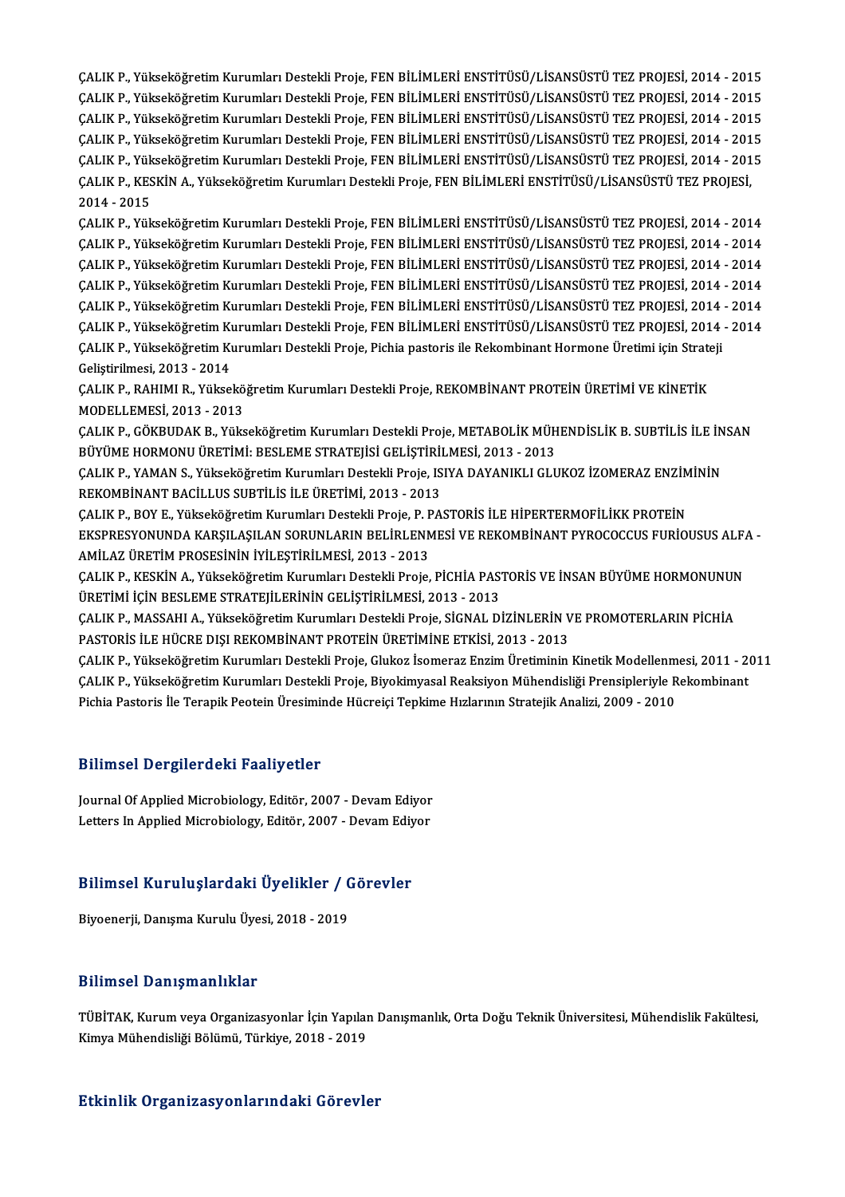ÇALIK P., Yükseköğretim Kurumları Destekli Proje, FEN BİLİMLERİ ENSTİTÜSÜ/LİSANSÜSTÜ TEZ PROJESİ, 2014 - 2015
ÇALIK P., Yükseköğretim Kurumları Destekli Proje, FEN BİLİMLERİ ENSTİTÜSÜ/LİSANSÜSTÜ TEZ PROJESİ, 2014 - 2015
ÇALIK P., Yükseköğretim Kurumları Destekli Proje, FEN BİLİMLERİ ENSTİTÜSÜ/LİSANSÜSTÜ TEZ PROJESİ, 2014 - 2015
ÇALIK P., Yükseköğretim Kurumları Destekli Proje, FEN BİLİMLERİ ENSTİTÜSÜ/LİSANSÜSTÜ TEZ PROJESİ, 2014 - 2015
ÇALIK P., Yükseköğretim Kurumları Destekli Proje, FEN BİLİMLERİ ENSTİTÜSÜ/LİSANSÜSTÜ TEZ PROJESİ, 2014 - 2015
ÇALIK P., KESKİN A., Yükseköğretim Kurumları Destekli Proje, FEN BİLİMLERİ ENSTİTÜSÜ/LİSANSÜSTÜ TEZ PROJESİ, 2014 - 2015
ÇALIK P., Yükseköğretim Kurumları Destekli Proje, FEN BİLİMLERİ ENSTİTÜSÜ/LİSANSÜSTÜ TEZ PROJESİ, 2014 - 2014
ÇALIK P., Yükseköğretim Kurumları Destekli Proje, FEN BİLİMLERİ ENSTİTÜSÜ/LİSANSÜSTÜ TEZ PROJESİ, 2014 - 2014
ÇALIK P., Yükseköğretim Kurumları Destekli Proje, FEN BİLİMLERİ ENSTİTÜSÜ/LİSANSÜSTÜ TEZ PROJESİ, 2014 - 2014
ÇALIK P., Yükseköğretim Kurumları Destekli Proje, FEN BİLİMLERİ ENSTİTÜSÜ/LİSANSÜSTÜ TEZ PROJESİ, 2014 - 2014
ÇALIK P., Yükseköğretim Kurumları Destekli Proje, FEN BİLİMLERİ ENSTİTÜSÜ/LİSANSÜSTÜ TEZ PROJESİ, 2014 - 2014
ÇALIK P., Yükseköğretim Kurumları Destekli Proje, FEN BİLİMLERİ ENSTİTÜSÜ/LİSANSÜSTÜ TEZ PROJESİ, 2014 - 2014
ÇALIK P., Yükseköğretim Kurumları Destekli Proje, Pichia pastoris ile Rekombinant Hormone Üretimi için Strateji Geliştirilmesi, 2013 - 2014
ÇALIK P., RAHIMI R., Yükseköğretim Kurumları Destekli Proje, REKOMBİNANT PROTEİN ÜRETİMİ VE KİNETİK MODELLEMESİ, 2013 - 2013
ÇALIK P., GÖKBUDAK B., Yükseköğretim Kurumları Destekli Proje, METABOLİK MÜHENDİSLİK B. SUBTİLİS İLE İNSAN BÜYÜME HORMONU ÜRETİMİ: BESLEME STRATEJİSİ GELİŞTİRİLMESİ, 2013 - 2013
ÇALIK P., YAMAN S., Yükseköğretim Kurumları Destekli Proje, ISIYA DAYANIKLI GLUKOZ İZOMERAZ ENZİMİNİN REKOMBİNANT BACİLLUS SUBTİLİS İLE ÜRETİMİ, 2013 - 2013
ÇALIK P., BOY E., Yükseköğretim Kurumları Destekli Proje, P. PASTORİS İLE HİPERTERMOFİLİKK PROTEİN EKSPRESYONUNDA KARŞILAŞILAN SORUNLARIN BELİRLENMESİ VE REKOMBİNANT PYROCOCCUS FURİOUSUS ALFA - AMİLAZ ÜRETİM PROSESİNİN İYİLEŞTİRİLMESİ, 2013 - 2013
ÇALIK P., KESKİN A., Yükseköğretim Kurumları Destekli Proje, PİCHİA PASTORİS VE İNSAN BÜYÜME HORMONUNUN ÜRETİMİ İÇİN BESLEME STRATEJİLERİNİN GELİŞTİRİLMESİ, 2013 - 2013
ÇALIK P., MASSAHI A., Yükseköğretim Kurumları Destekli Proje, SİGNAL DİZİNLERİN VE PROMOTERLARIN PİCHİA PASTORİS İLE HÜCRE DIŞI REKOMBİNANT PROTEİN ÜRETİMİNE ETKİSİ, 2013 - 2013
ÇALIK P., Yükseköğretim Kurumları Destekli Proje, Glukoz İsomeraz Enzim Üretiminin Kinetik Modellenmesi, 2011 - 2011
ÇALIK P., Yükseköğretim Kurumları Destekli Proje, Biyokimyasal Reaksiyon Mühendisliği Prensipleriyle Rekombinant Pichia Pastoris İle Terapik Peotein Üresiminde Hücreiçi Tepkime Hızlarının Stratejik Analizi, 2009 - 2010

## Bilimsel Dergilerdeki Faaliyetler

Journal Of Applied Microbiology, Editör, 2007 - Devam Ediyor
Letters In Applied Microbiology, Editör, 2007 - Devam Ediyor

## Bilimsel Kuruluşlardaki Üyelikler / Görevler

Biyoenerji, Danışma Kurulu Üyesi, 2018 - 2019

## Bilimsel Danışmanlıklar

TÜBİTAK, Kurum veya Organizasyonlar İçin Yapılan Danışmanlık, Orta Doğu Teknik Üniversitesi, Mühendislik Fakültesi, Kimya Mühendisliği Bölümü, Türkiye, 2018 - 2019

## Etkinlik Organizasyonlarındaki Görevler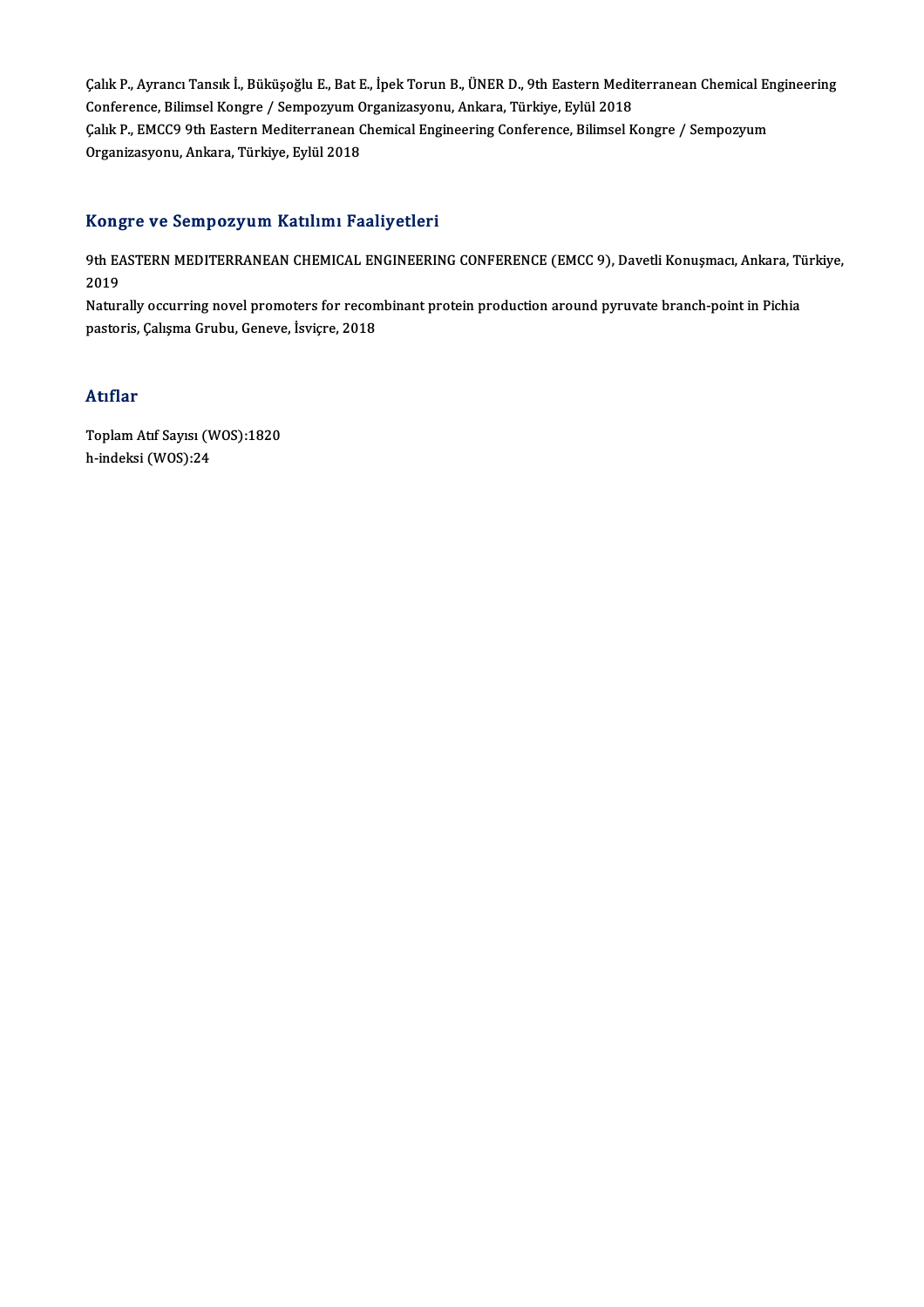Çalık P., Ayrancı Tansık İ., Büküşoğlu E., Bat E., İpek Torun B., ÜNER D., 9th Eastern Mediterranean Chemical Engineering Conference, Bilimsel Kongre / Sempozyum Organizasyonu, Ankara, Türkiye, Eylül 2018

Çalık P., EMCC9 9th Eastern Mediterranean Chemical Engineering Conference, Bilimsel Kongre / Sempozyum Organizasyonu, Ankara, Türkiye, Eylül 2018

## Kongre ve Sempozyum Katılımı Faaliyetleri

9th EASTERN MEDITERRANEAN CHEMICAL ENGINEERING CONFERENCE (EMCC 9), Davetli Konuşmacı, Ankara, Türkiye, 2019

Naturally occurring novel promoters for recombinant protein production around pyruvate branch-point in Pichia pastoris, Çalışma Grubu, Geneve, İsviçre, 2018

## Atıflar

Toplam Atıf Sayısı (WOS):1820

h-indeksi (WOS):24